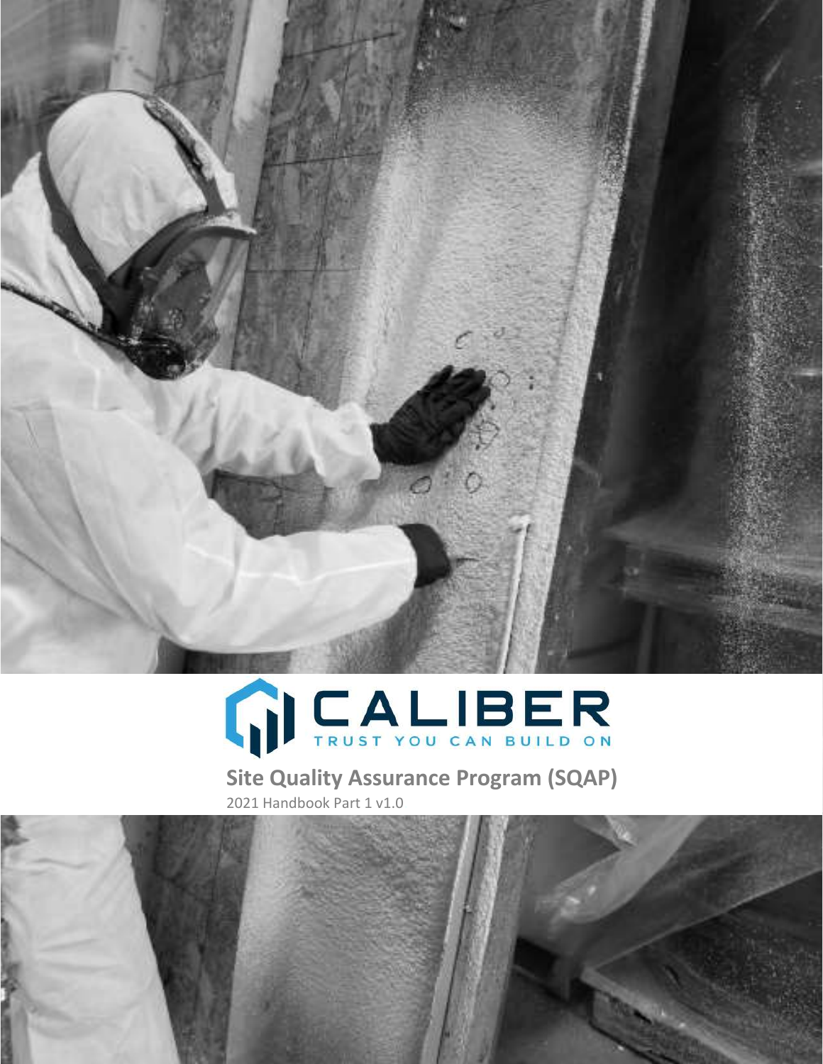CALIBER

TRUST YOU CAN BUILD ON

# Site Quality Assurance Program (SQAP)

2021 Handbook Part 1 v1.0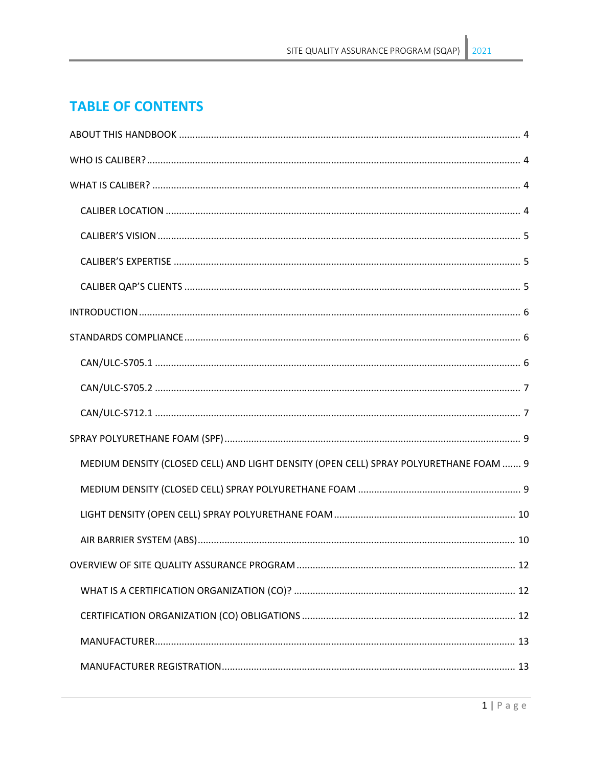## TABLE OF CONTENTS

ABOUT THIS HANDBOOK ..... 4

WHO IS CALIBER? ..... 4

WHAT IS CALIBER? ..... 4

- CALIBER LOCATION ..... 4
- CALIBER'S VISION ..... 5
- CALIBER'S EXPERTISE ..... 5
- CALIBER QAP'S CLIENTS ..... 5

INTRODUCTION ..... 6

STANDARDS COMPLIANCE ..... 6

- CAN/ULC-S705.1 ..... 6
- CAN/ULC-S705.2 ..... 7
- CAN/ULC-S712.1 ..... 7

SPRAY POLYURETHANE FOAM (SPF) ..... 9

- MEDIUM DENSITY (CLOSED CELL) AND LIGHT DENSITY (OPEN CELL) SPRAY POLYURETHANE FOAM ..... 9
- MEDIUM DENSITY (CLOSED CELL) SPRAY POLYURETHANE FOAM ..... 9
- LIGHT DENSITY (OPEN CELL) SPRAY POLYURETHANE FOAM ..... 10
- AIR BARRIER SYSTEM (ABS) ..... 10

OVERVIEW OF SITE QUALITY ASSURANCE PROGRAM ..... 12

- WHAT IS A CERTIFICATION ORGANIZATION (CO)? ..... 12
- CERTIFICATION ORGANIZATION (CO) OBLIGATIONS ..... 12
- MANUFACTURER ..... 13
- MANUFACTURER REGISTRATION ..... 13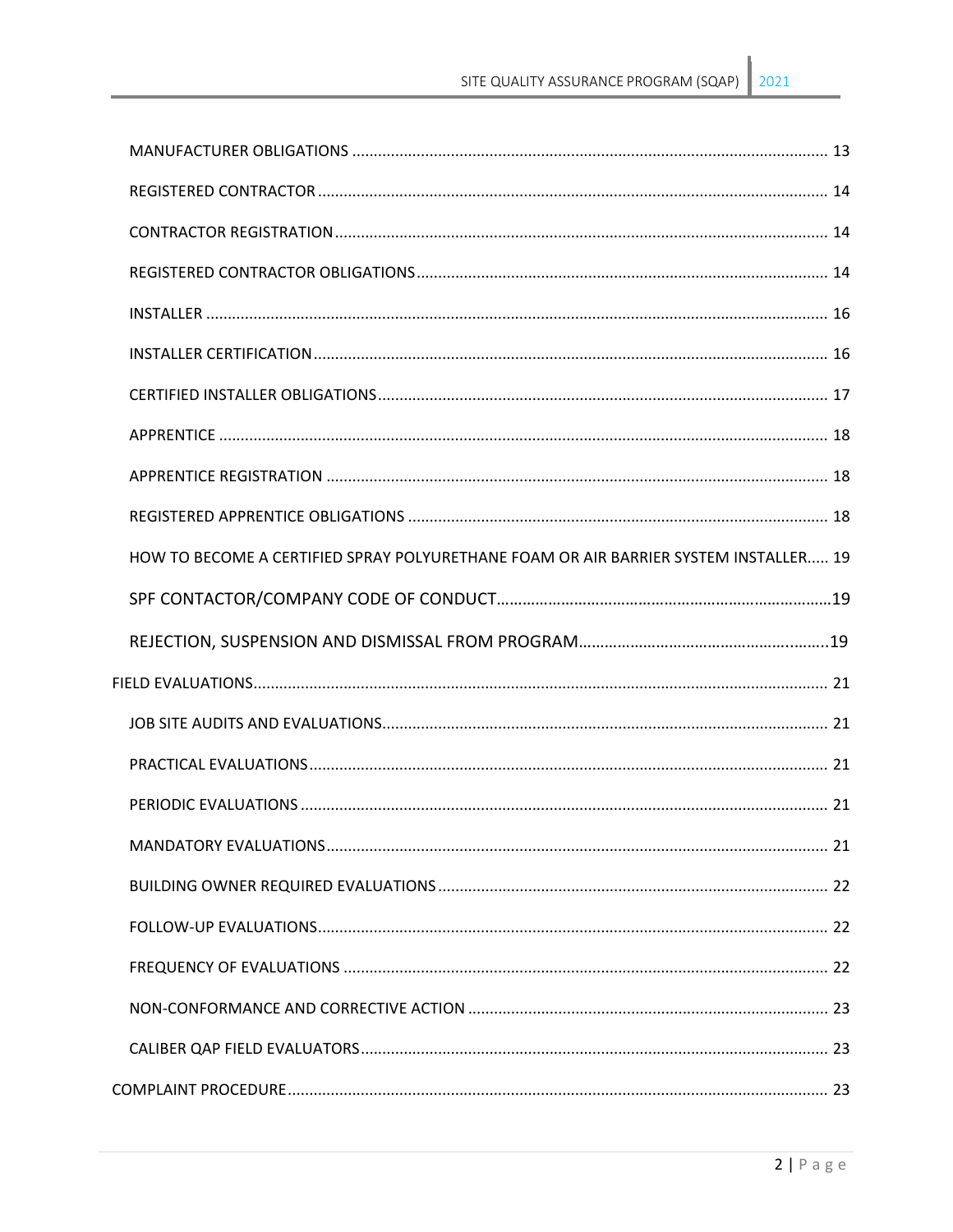MANUFACTURER OBLIGATIONS ............................................................................................................. 13

REGISTERED CONTRACTOR ...................................................................................................................... 14

CONTRACTOR REGISTRATION ................................................................................................................. 14

REGISTERED CONTRACTOR OBLIGATIONS ............................................................................................... 14

INSTALLER ............................................................................................................................................... 16

INSTALLER CERTIFICATION ...................................................................................................................... 16

CERTIFIED INSTALLER OBLIGATIONS ........................................................................................................ 17

APPRENTICE ............................................................................................................................................ 18

APPRENTICE REGISTRATION .................................................................................................................... 18

REGISTERED APPRENTICE OBLIGATIONS ................................................................................................. 18

HOW TO BECOME A CERTIFIED SPRAY POLYURETHANE FOAM OR AIR BARRIER SYSTEM INSTALLER..... 19

SPF CONTACTOR/COMPANY CODE OF CONDUCT.............................................................................19

REJECTION, SUSPENSION AND DISMISSAL FROM PROGRAM...........................................................19

FIELD EVALUATIONS.................................................................................................................................... 21

JOB SITE AUDITS AND EVALUATIONS...................................................................................................... 21

PRACTICAL EVALUATIONS ........................................................................................................................ 21

PERIODIC EVALUATIONS .......................................................................................................................... 21

MANDATORY EVALUATIONS .................................................................................................................... 21

BUILDING OWNER REQUIRED EVALUATIONS ......................................................................................... 22

FOLLOW-UP EVALUATIONS...................................................................................................................... 22

FREQUENCY OF EVALUATIONS ................................................................................................................ 22

NON-CONFORMANCE AND CORRECTIVE ACTION .................................................................................... 23

CALIBER QAP FIELD EVALUATORS............................................................................................................ 23

COMPLAINT PROCEDURE ............................................................................................................................ 23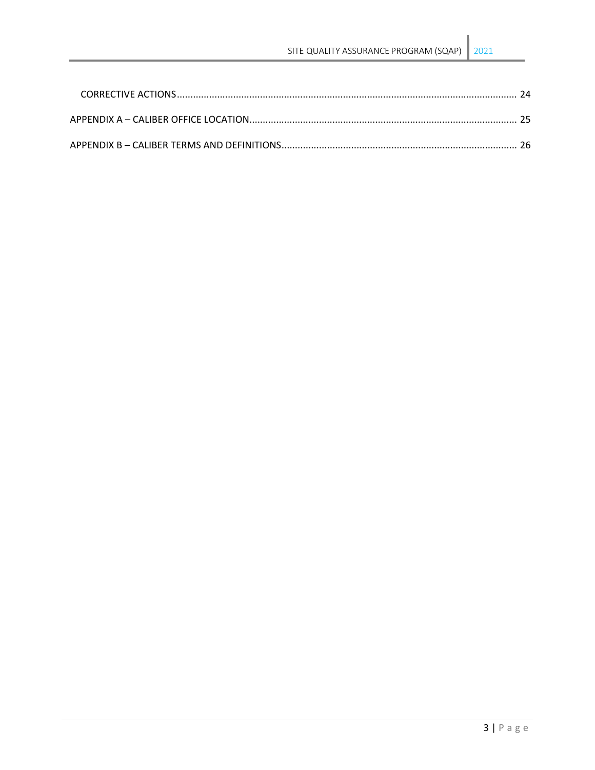CORRECTIVE ACTIONS ........................................................................................................................ 24

APPENDIX A – CALIBER OFFICE LOCATION ................................................................................................ 25

APPENDIX B – CALIBER TERMS AND DEFINITIONS ..................................................................................... 26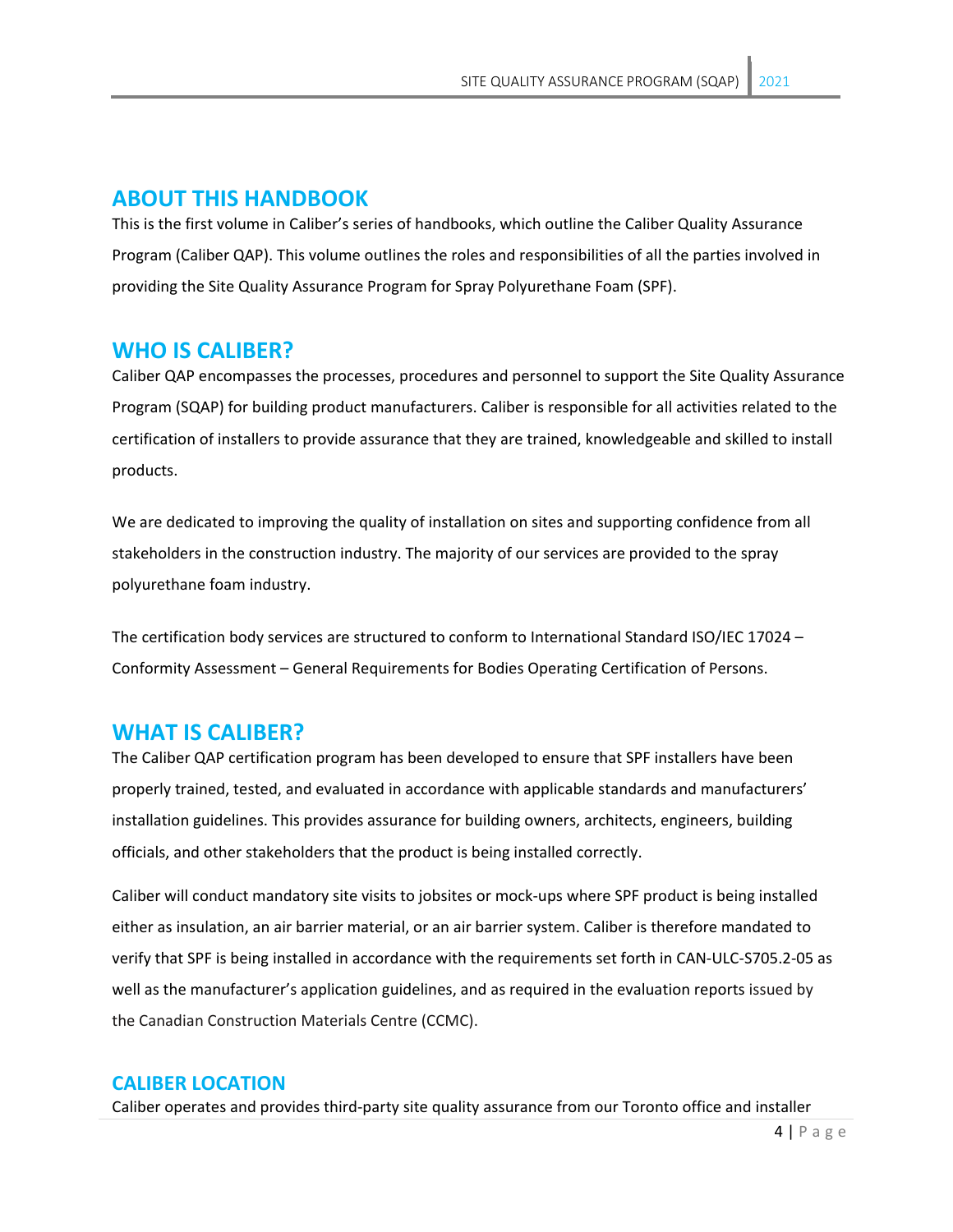## ABOUT THIS HANDBOOK

This is the first volume in Caliber's series of handbooks, which outline the Caliber Quality Assurance Program (Caliber QAP). This volume outlines the roles and responsibilities of all the parties involved in providing the Site Quality Assurance Program for Spray Polyurethane Foam (SPF).

## WHO IS CALIBER?

Caliber QAP encompasses the processes, procedures and personnel to support the Site Quality Assurance Program (SQAP) for building product manufacturers. Caliber is responsible for all activities related to the certification of installers to provide assurance that they are trained, knowledgeable and skilled to install products.

We are dedicated to improving the quality of installation on sites and supporting confidence from all stakeholders in the construction industry. The majority of our services are provided to the spray polyurethane foam industry.

The certification body services are structured to conform to International Standard ISO/IEC 17024 – Conformity Assessment – General Requirements for Bodies Operating Certification of Persons.

## WHAT IS CALIBER?

The Caliber QAP certification program has been developed to ensure that SPF installers have been properly trained, tested, and evaluated in accordance with applicable standards and manufacturers' installation guidelines. This provides assurance for building owners, architects, engineers, building officials, and other stakeholders that the product is being installed correctly.

Caliber will conduct mandatory site visits to jobsites or mock-ups where SPF product is being installed either as insulation, an air barrier material, or an air barrier system. Caliber is therefore mandated to verify that SPF is being installed in accordance with the requirements set forth in CAN-ULC-S705.2-05 as well as the manufacturer's application guidelines, and as required in the evaluation reports issued by the Canadian Construction Materials Centre (CCMC).

### CALIBER LOCATION

Caliber operates and provides third-party site quality assurance from our Toronto office and installer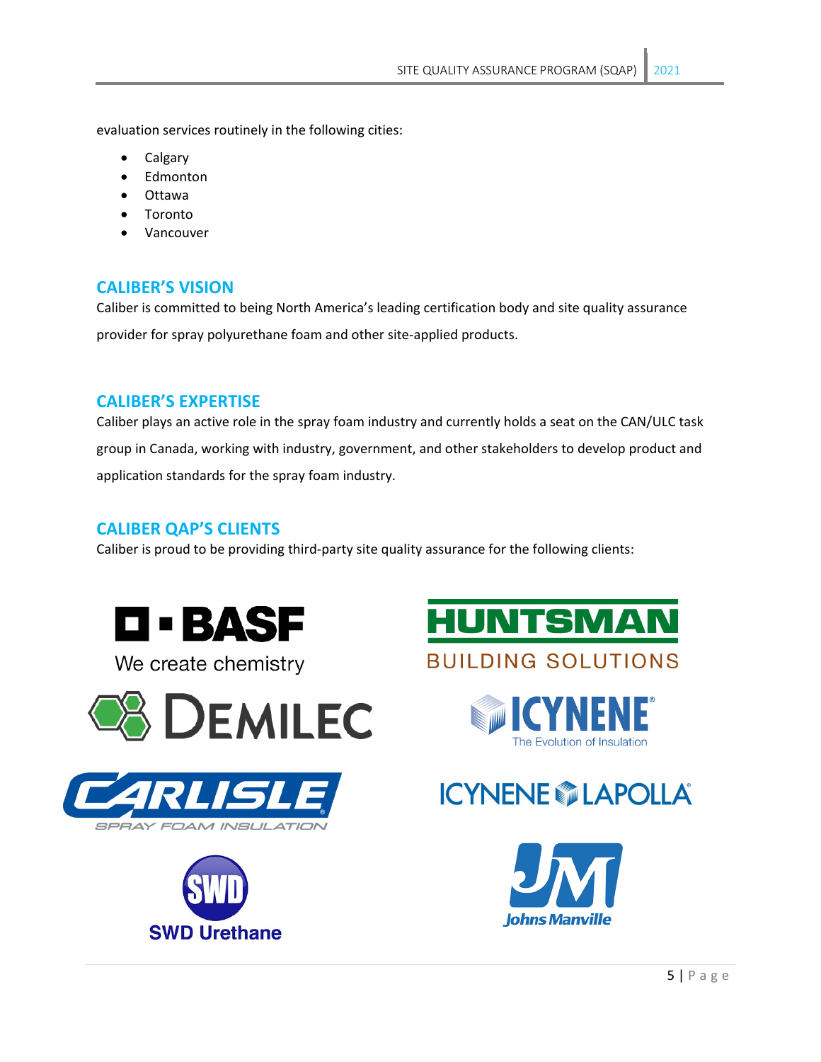evaluation services routinely in the following cities:

- Calgary
- Edmonton
- Ottawa
- Toronto
- Vancouver

## CALIBER'S VISION

Caliber is committed to being North America's leading certification body and site quality assurance provider for spray polyurethane foam and other site-applied products.

## CALIBER'S EXPERTISE

Caliber plays an active role in the spray foam industry and currently holds a seat on the CAN/ULC task group in Canada, working with industry, government, and other stakeholders to develop product and application standards for the spray foam industry.

## CALIBER QAP'S CLIENTS

Caliber is proud to be providing third-party site quality assurance for the following clients: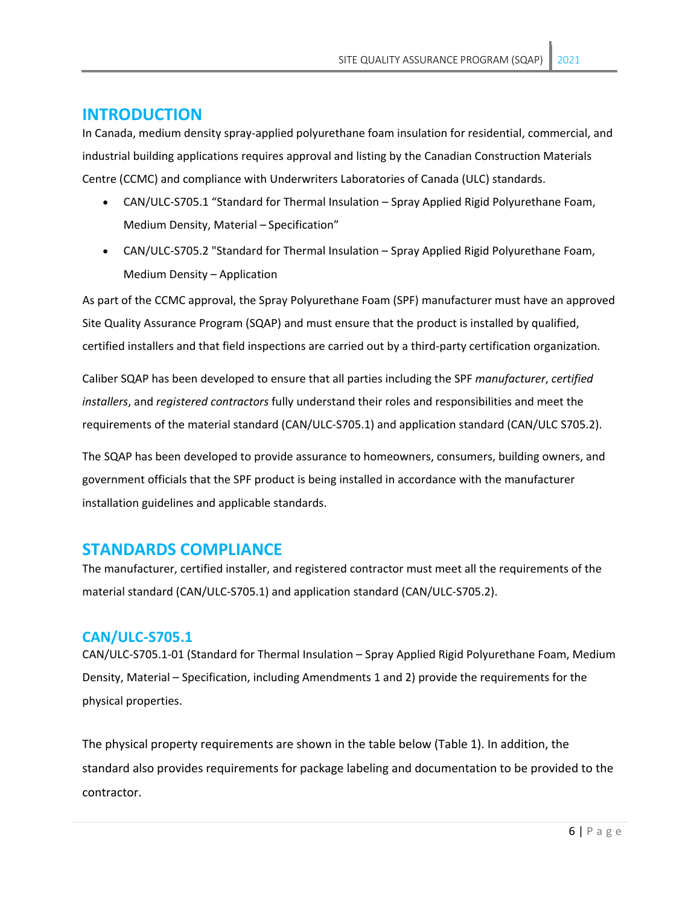# INTRODUCTION

In Canada, medium density spray-applied polyurethane foam insulation for residential, commercial, and industrial building applications requires approval and listing by the Canadian Construction Materials Centre (CCMC) and compliance with Underwriters Laboratories of Canada (ULC) standards.

- CAN/ULC-S705.1 "Standard for Thermal Insulation – Spray Applied Rigid Polyurethane Foam, Medium Density, Material – Specification"
- CAN/ULC-S705.2 "Standard for Thermal Insulation – Spray Applied Rigid Polyurethane Foam, Medium Density – Application

As part of the CCMC approval, the Spray Polyurethane Foam (SPF) manufacturer must have an approved Site Quality Assurance Program (SQAP) and must ensure that the product is installed by qualified, certified installers and that field inspections are carried out by a third-party certification organization.

Caliber SQAP has been developed to ensure that all parties including the SPF *manufacturer*, *certified installers*, and *registered contractors* fully understand their roles and responsibilities and meet the requirements of the material standard (CAN/ULC-S705.1) and application standard (CAN/ULC S705.2).

The SQAP has been developed to provide assurance to homeowners, consumers, building owners, and government officials that the SPF product is being installed in accordance with the manufacturer installation guidelines and applicable standards.

# STANDARDS COMPLIANCE

The manufacturer, certified installer, and registered contractor must meet all the requirements of the material standard (CAN/ULC-S705.1) and application standard (CAN/ULC-S705.2).

## CAN/ULC-S705.1

CAN/ULC-S705.1-01 (Standard for Thermal Insulation – Spray Applied Rigid Polyurethane Foam, Medium Density, Material – Specification, including Amendments 1 and 2) provide the requirements for the physical properties.

The physical property requirements are shown in the table below (Table 1). In addition, the standard also provides requirements for package labeling and documentation to be provided to the contractor.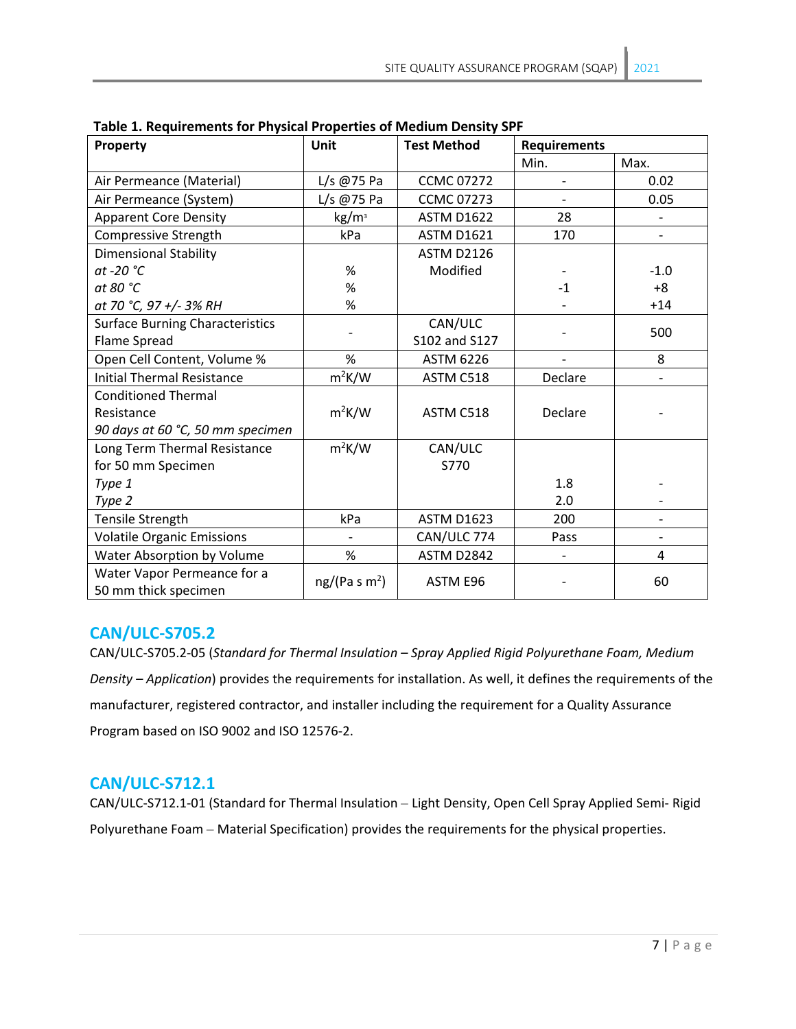**Table 1. Requirements for Physical Properties of Medium Density SPF**

| Property | Unit | Test Method | Requirements | |
|---|---|---|---|---|
| | | | Min. | Max. |
| Air Permeance (Material) | L/s @75 Pa | CCMC 07272 | - | 0.02 |
| Air Permeance (System) | L/s @75 Pa | CCMC 07273 | - | 0.05 |
| Apparent Core Density | $kg/m^3$ | ASTM D1622 | 28 | - |
| Compressive Strength | kPa | ASTM D1621 | 170 | - |
| Dimensional Stability<br>*at -20 °C*<br>*at 80 °C*<br>*at 70 °C, 97 +/- 3% RH* | <br>%<br>%<br>% | ASTM D2126 Modified | <br>-<br>-1<br>- | <br>-1.0<br>+8<br>+14 |
| Surface Burning Characteristics Flame Spread | - | CAN/ULC S102 and S127 | - | 500 |
| Open Cell Content, Volume % | % | ASTM 6226 | - | 8 |
| Initial Thermal Resistance | $m^2K/W$ | ASTM C518 | Declare | - |
| Conditioned Thermal Resistance<br>*90 days at 60 °C, 50 mm specimen* | $m^2K/W$ | ASTM C518 | Declare | - |
| Long Term Thermal Resistance for 50 mm Specimen<br>*Type 1*<br>*Type 2* | $m^2K/W$ | CAN/ULC S770 | <br>1.8<br>2.0 | <br>-<br>- |
| Tensile Strength | kPa | ASTM D1623 | 200 | - |
| Volatile Organic Emissions | - | CAN/ULC 774 | Pass | - |
| Water Absorption by Volume | % | ASTM D2842 | - | 4 |
| Water Vapor Permeance for a 50 mm thick specimen | $ng/(Pa\ s\ m^2)$ | ASTM E96 | - | 60 |

## CAN/ULC-S705.2

CAN/ULC-S705.2-05 (*Standard for Thermal Insulation – Spray Applied Rigid Polyurethane Foam, Medium Density – Application*) provides the requirements for installation. As well, it defines the requirements of the manufacturer, registered contractor, and installer including the requirement for a Quality Assurance Program based on ISO 9002 and ISO 12576-2.

## CAN/ULC-S712.1

CAN/ULC-S712.1-01 (Standard for Thermal Insulation – Light Density, Open Cell Spray Applied Semi- Rigid Polyurethane Foam – Material Specification) provides the requirements for the physical properties.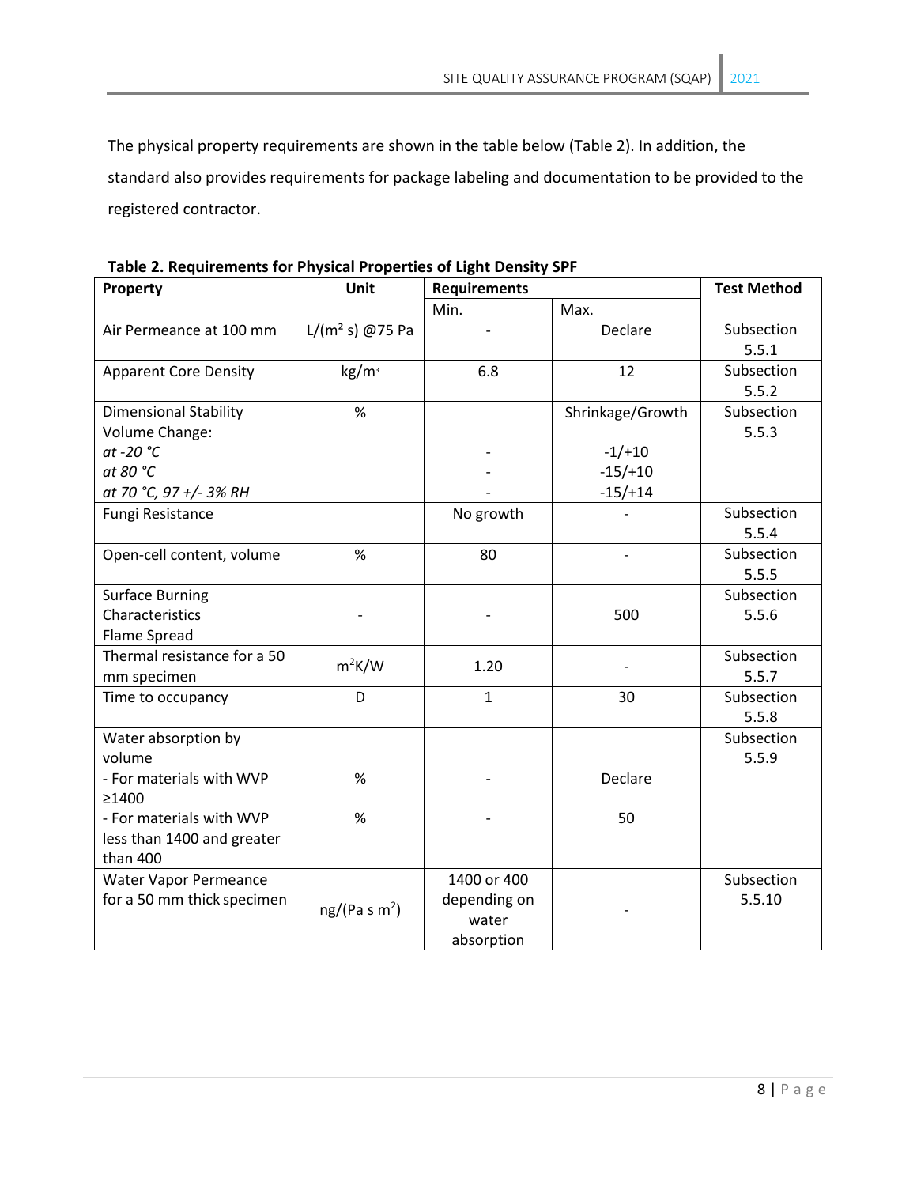The physical property requirements are shown in the table below (Table 2). In addition, the standard also provides requirements for package labeling and documentation to be provided to the registered contractor.

**Table 2. Requirements for Physical Properties of Light Density SPF**

| Property | Unit | Requirements | | Test Method |
|---|---|---|---|---|
| | | Min. | Max. | |
| Air Permeance at 100 mm | L/($m^2$ s) @75 Pa | - | Declare | Subsection 5.5.1 |
| Apparent Core Density | kg/$m^3$ | 6.8 | 12 | Subsection 5.5.2 |
| Dimensional Stability Volume Change:<br>*at -20 °C*<br>*at 80 °C*<br>*at 70 °C, 97 +/- 3% RH* | % | <br><br>-<br>-<br>- | Shrinkage/Growth<br><br>-1/+10<br>-15/+10<br>-15/+14 | Subsection 5.5.3 |
| Fungi Resistance | | No growth | - | Subsection 5.5.4 |
| Open-cell content, volume | % | 80 | - | Subsection 5.5.5 |
| Surface Burning Characteristics Flame Spread | - | - | 500 | Subsection 5.5.6 |
| Thermal resistance for a 50 mm specimen | $m^2$K/W | 1.20 | - | Subsection 5.5.7 |
| Time to occupancy | D | 1 | 30 | Subsection 5.5.8 |
| Water absorption by volume<br>- For materials with WVP ≥1400<br>- For materials with WVP less than 1400 and greater than 400 | <br>%<br>% | <br>-<br>- | <br>Declare<br>50 | Subsection 5.5.9 |
| Water Vapor Permeance for a 50 mm thick specimen | ng/(Pa s $m^2$) | 1400 or 400 depending on water absorption | - | Subsection 5.5.10 |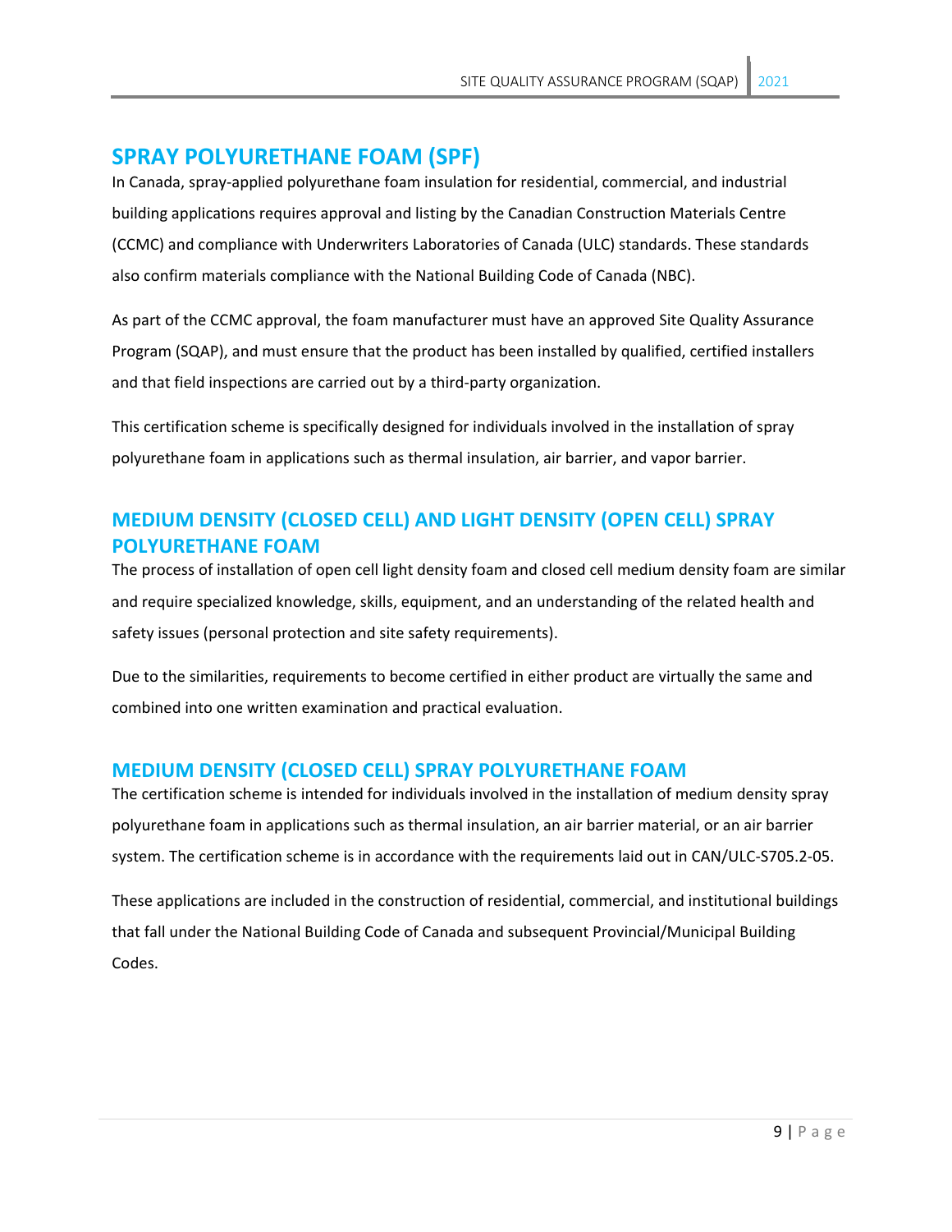## SPRAY POLYURETHANE FOAM (SPF)

In Canada, spray-applied polyurethane foam insulation for residential, commercial, and industrial building applications requires approval and listing by the Canadian Construction Materials Centre (CCMC) and compliance with Underwriters Laboratories of Canada (ULC) standards. These standards also confirm materials compliance with the National Building Code of Canada (NBC).

As part of the CCMC approval, the foam manufacturer must have an approved Site Quality Assurance Program (SQAP), and must ensure that the product has been installed by qualified, certified installers and that field inspections are carried out by a third-party organization.

This certification scheme is specifically designed for individuals involved in the installation of spray polyurethane foam in applications such as thermal insulation, air barrier, and vapor barrier.

## MEDIUM DENSITY (CLOSED CELL) AND LIGHT DENSITY (OPEN CELL) SPRAY POLYURETHANE FOAM

The process of installation of open cell light density foam and closed cell medium density foam are similar and require specialized knowledge, skills, equipment, and an understanding of the related health and safety issues (personal protection and site safety requirements).

Due to the similarities, requirements to become certified in either product are virtually the same and combined into one written examination and practical evaluation.

## MEDIUM DENSITY (CLOSED CELL) SPRAY POLYURETHANE FOAM

The certification scheme is intended for individuals involved in the installation of medium density spray polyurethane foam in applications such as thermal insulation, an air barrier material, or an air barrier system. The certification scheme is in accordance with the requirements laid out in CAN/ULC-S705.2-05.

These applications are included in the construction of residential, commercial, and institutional buildings that fall under the National Building Code of Canada and subsequent Provincial/Municipal Building Codes.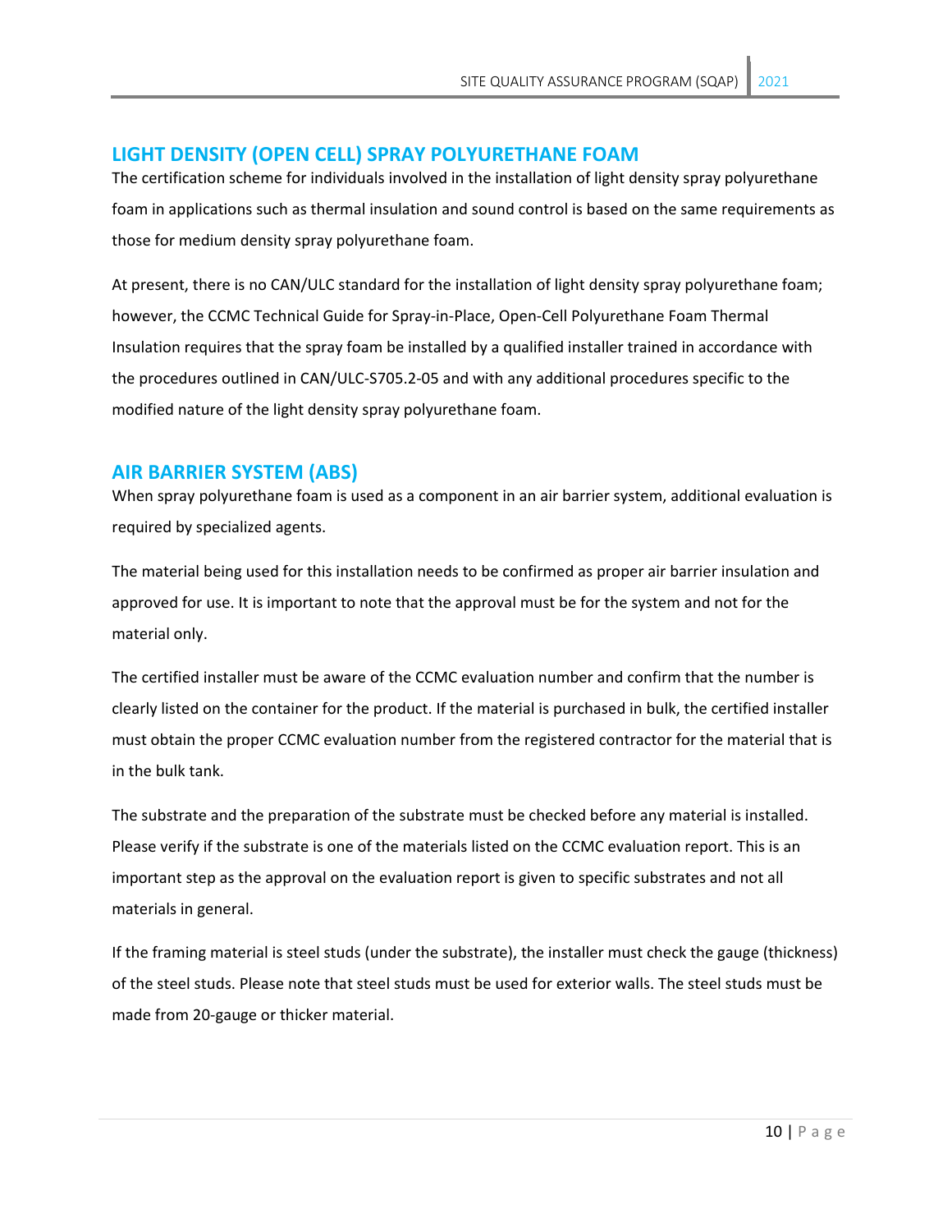## LIGHT DENSITY (OPEN CELL) SPRAY POLYURETHANE FOAM

The certification scheme for individuals involved in the installation of light density spray polyurethane foam in applications such as thermal insulation and sound control is based on the same requirements as those for medium density spray polyurethane foam.

At present, there is no CAN/ULC standard for the installation of light density spray polyurethane foam; however, the CCMC Technical Guide for Spray-in-Place, Open-Cell Polyurethane Foam Thermal Insulation requires that the spray foam be installed by a qualified installer trained in accordance with the procedures outlined in CAN/ULC-S705.2-05 and with any additional procedures specific to the modified nature of the light density spray polyurethane foam.

## AIR BARRIER SYSTEM (ABS)

When spray polyurethane foam is used as a component in an air barrier system, additional evaluation is required by specialized agents.

The material being used for this installation needs to be confirmed as proper air barrier insulation and approved for use. It is important to note that the approval must be for the system and not for the material only.

The certified installer must be aware of the CCMC evaluation number and confirm that the number is clearly listed on the container for the product. If the material is purchased in bulk, the certified installer must obtain the proper CCMC evaluation number from the registered contractor for the material that is in the bulk tank.

The substrate and the preparation of the substrate must be checked before any material is installed. Please verify if the substrate is one of the materials listed on the CCMC evaluation report. This is an important step as the approval on the evaluation report is given to specific substrates and not all materials in general.

If the framing material is steel studs (under the substrate), the installer must check the gauge (thickness) of the steel studs. Please note that steel studs must be used for exterior walls. The steel studs must be made from 20-gauge or thicker material.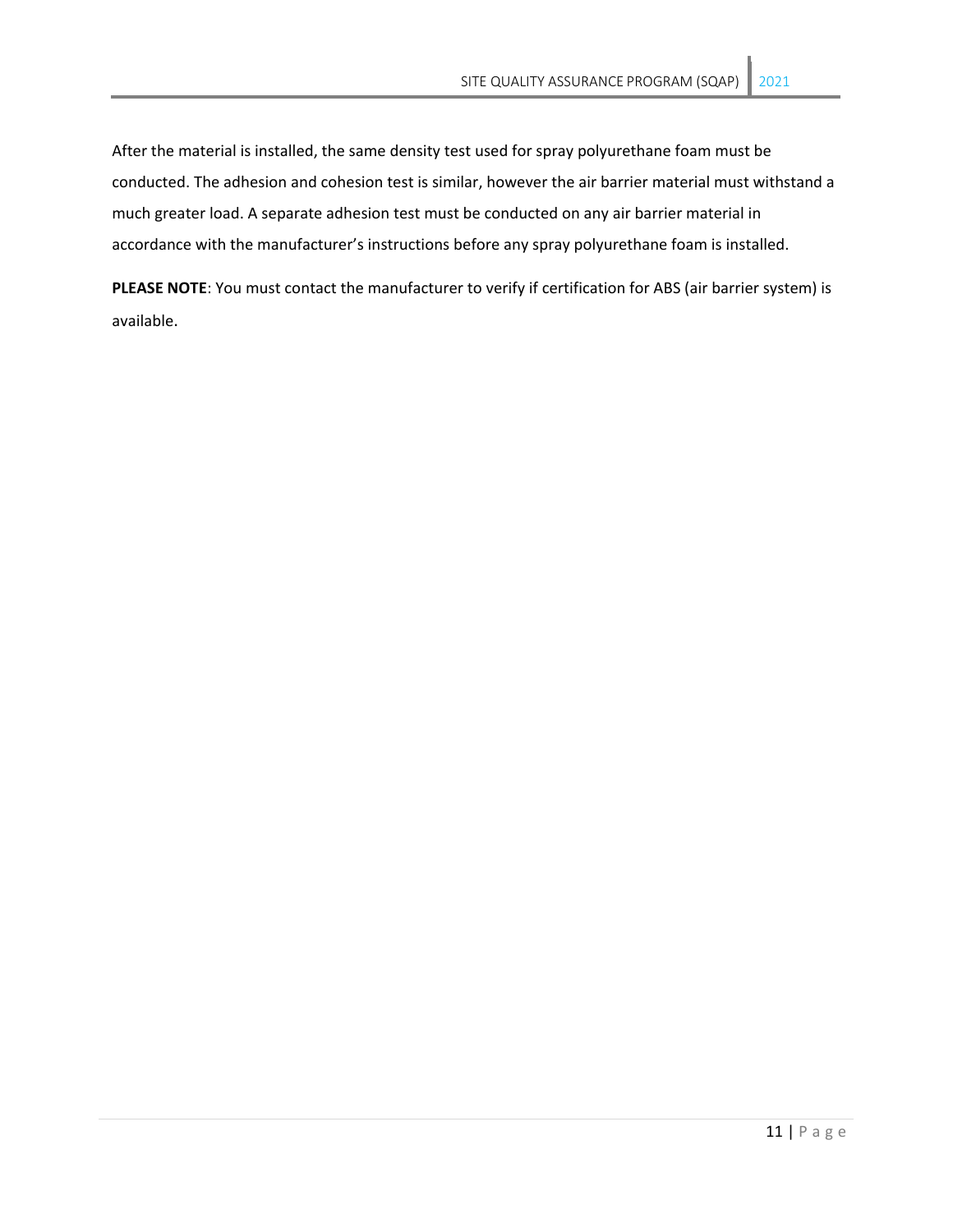After the material is installed, the same density test used for spray polyurethane foam must be conducted. The adhesion and cohesion test is similar, however the air barrier material must withstand a much greater load. A separate adhesion test must be conducted on any air barrier material in accordance with the manufacturer's instructions before any spray polyurethane foam is installed.

**PLEASE NOTE**: You must contact the manufacturer to verify if certification for ABS (air barrier system) is available.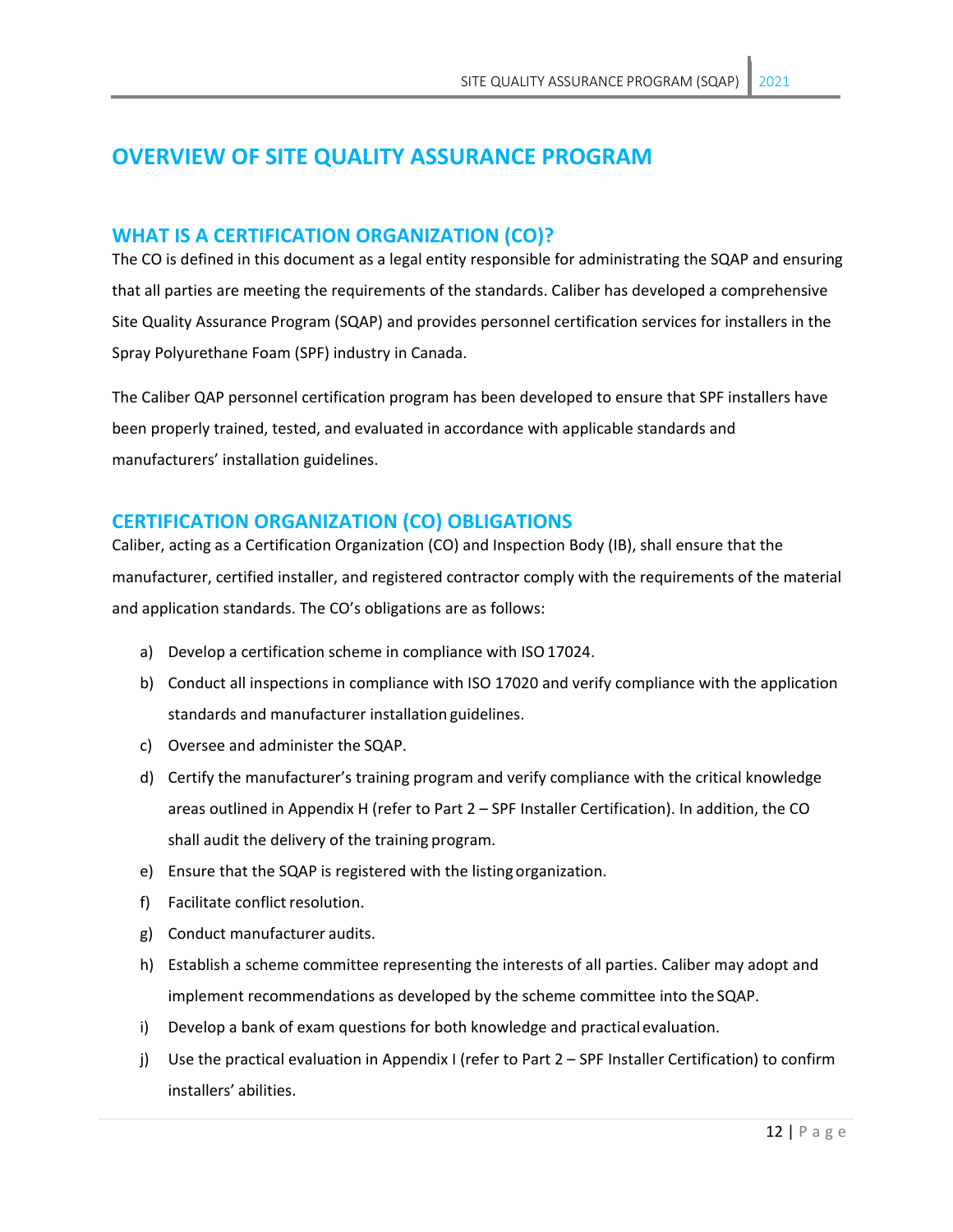# OVERVIEW OF SITE QUALITY ASSURANCE PROGRAM

## WHAT IS A CERTIFICATION ORGANIZATION (CO)?

The CO is defined in this document as a legal entity responsible for administrating the SQAP and ensuring that all parties are meeting the requirements of the standards. Caliber has developed a comprehensive Site Quality Assurance Program (SQAP) and provides personnel certification services for installers in the Spray Polyurethane Foam (SPF) industry in Canada.

The Caliber QAP personnel certification program has been developed to ensure that SPF installers have been properly trained, tested, and evaluated in accordance with applicable standards and manufacturers' installation guidelines.

## CERTIFICATION ORGANIZATION (CO) OBLIGATIONS

Caliber, acting as a Certification Organization (CO) and Inspection Body (IB), shall ensure that the manufacturer, certified installer, and registered contractor comply with the requirements of the material and application standards. The CO's obligations are as follows:

a) Develop a certification scheme in compliance with ISO 17024.

b) Conduct all inspections in compliance with ISO 17020 and verify compliance with the application standards and manufacturer installation guidelines.

c) Oversee and administer the SQAP.

d) Certify the manufacturer's training program and verify compliance with the critical knowledge areas outlined in Appendix H (refer to Part 2 – SPF Installer Certification). In addition, the CO shall audit the delivery of the training program.

e) Ensure that the SQAP is registered with the listing organization.

f) Facilitate conflict resolution.

g) Conduct manufacturer audits.

h) Establish a scheme committee representing the interests of all parties. Caliber may adopt and implement recommendations as developed by the scheme committee into the SQAP.

i) Develop a bank of exam questions for both knowledge and practical evaluation.

j) Use the practical evaluation in Appendix I (refer to Part 2 – SPF Installer Certification) to confirm installers' abilities.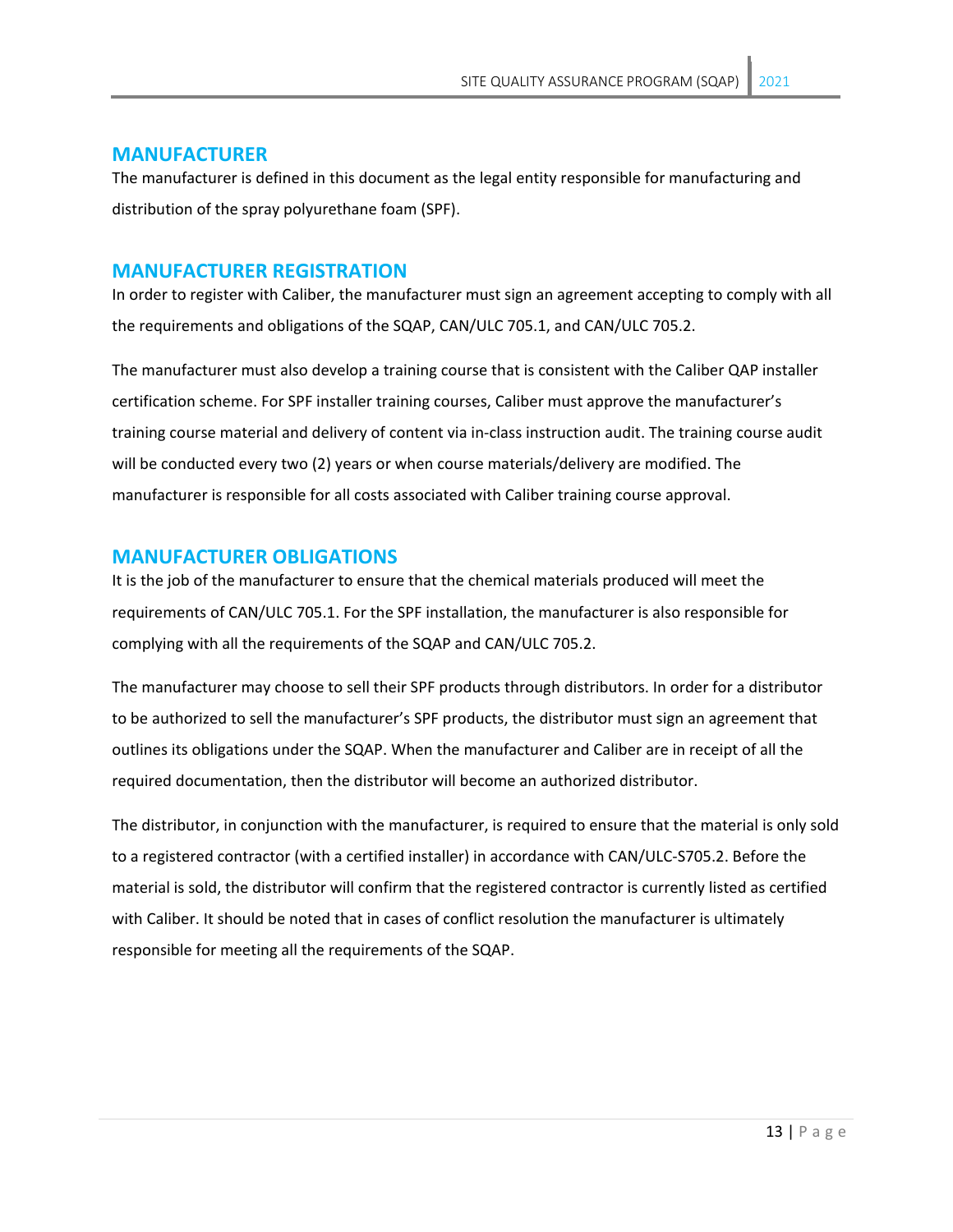## MANUFACTURER

The manufacturer is defined in this document as the legal entity responsible for manufacturing and distribution of the spray polyurethane foam (SPF).

## MANUFACTURER REGISTRATION

In order to register with Caliber, the manufacturer must sign an agreement accepting to comply with all the requirements and obligations of the SQAP, CAN/ULC 705.1, and CAN/ULC 705.2.

The manufacturer must also develop a training course that is consistent with the Caliber QAP installer certification scheme. For SPF installer training courses, Caliber must approve the manufacturer's training course material and delivery of content via in-class instruction audit. The training course audit will be conducted every two (2) years or when course materials/delivery are modified. The manufacturer is responsible for all costs associated with Caliber training course approval.

## MANUFACTURER OBLIGATIONS

It is the job of the manufacturer to ensure that the chemical materials produced will meet the requirements of CAN/ULC 705.1. For the SPF installation, the manufacturer is also responsible for complying with all the requirements of the SQAP and CAN/ULC 705.2.

The manufacturer may choose to sell their SPF products through distributors. In order for a distributor to be authorized to sell the manufacturer's SPF products, the distributor must sign an agreement that outlines its obligations under the SQAP. When the manufacturer and Caliber are in receipt of all the required documentation, then the distributor will become an authorized distributor.

The distributor, in conjunction with the manufacturer, is required to ensure that the material is only sold to a registered contractor (with a certified installer) in accordance with CAN/ULC-S705.2. Before the material is sold, the distributor will confirm that the registered contractor is currently listed as certified with Caliber. It should be noted that in cases of conflict resolution the manufacturer is ultimately responsible for meeting all the requirements of the SQAP.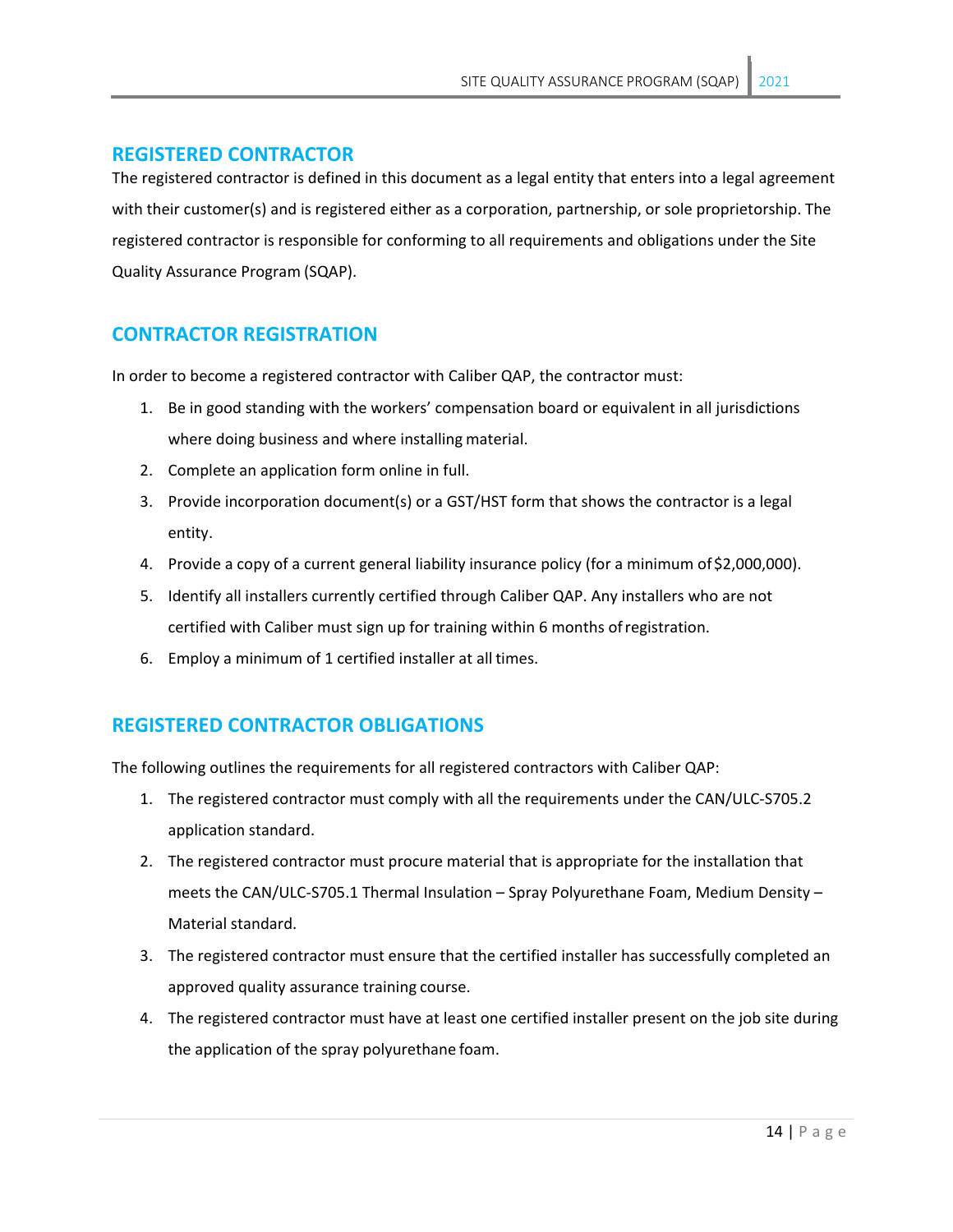## REGISTERED CONTRACTOR

The registered contractor is defined in this document as a legal entity that enters into a legal agreement with their customer(s) and is registered either as a corporation, partnership, or sole proprietorship. The registered contractor is responsible for conforming to all requirements and obligations under the Site Quality Assurance Program (SQAP).

## CONTRACTOR REGISTRATION

In order to become a registered contractor with Caliber QAP, the contractor must:

1. Be in good standing with the workers' compensation board or equivalent in all jurisdictions where doing business and where installing material.
2. Complete an application form online in full.
3. Provide incorporation document(s) or a GST/HST form that shows the contractor is a legal entity.
4. Provide a copy of a current general liability insurance policy (for a minimum of $2,000,000).
5. Identify all installers currently certified through Caliber QAP. Any installers who are not certified with Caliber must sign up for training within 6 months of registration.
6. Employ a minimum of 1 certified installer at all times.

## REGISTERED CONTRACTOR OBLIGATIONS

The following outlines the requirements for all registered contractors with Caliber QAP:

1. The registered contractor must comply with all the requirements under the CAN/ULC-S705.2 application standard.
2. The registered contractor must procure material that is appropriate for the installation that meets the CAN/ULC-S705.1 Thermal Insulation – Spray Polyurethane Foam, Medium Density – Material standard.
3. The registered contractor must ensure that the certified installer has successfully completed an approved quality assurance training course.
4. The registered contractor must have at least one certified installer present on the job site during the application of the spray polyurethane foam.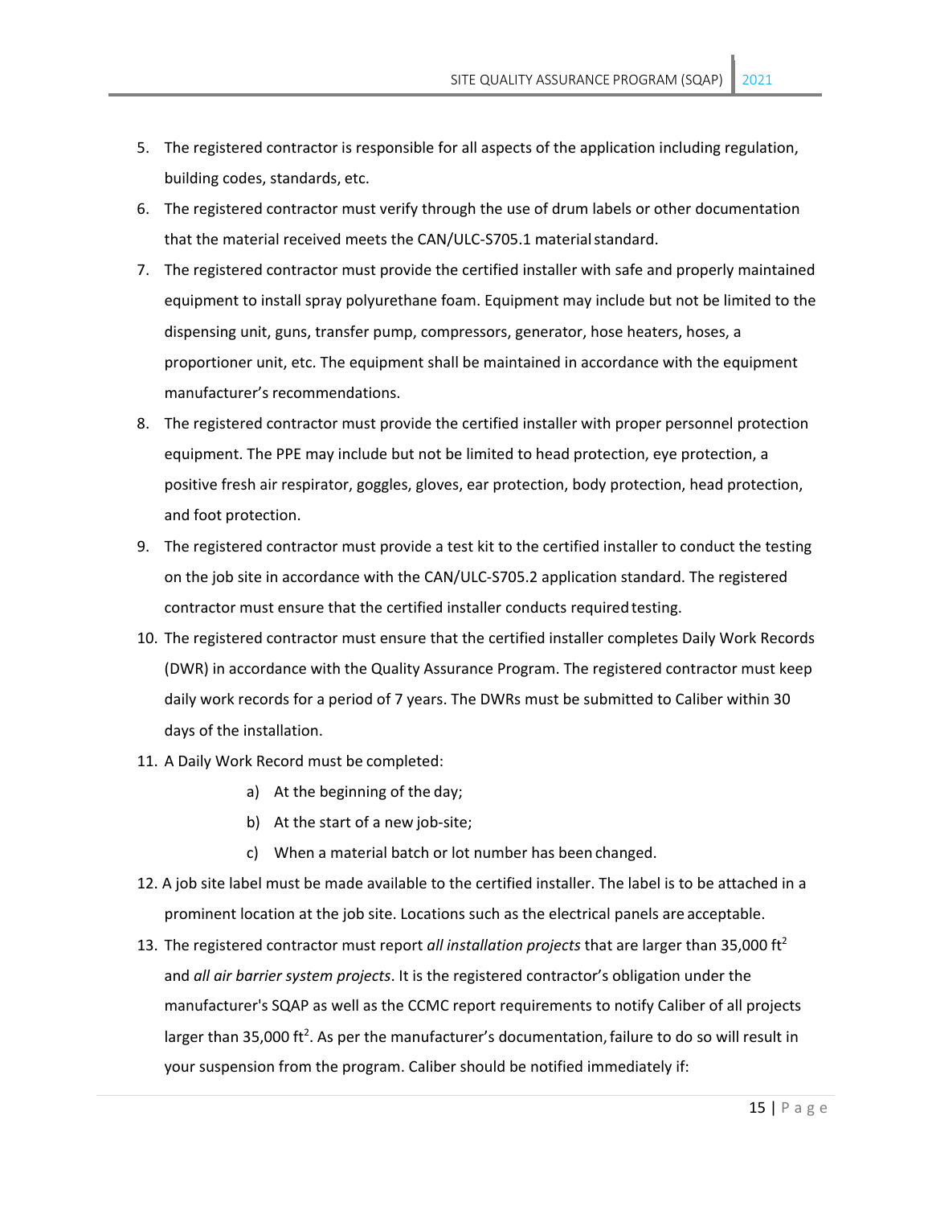5. The registered contractor is responsible for all aspects of the application including regulation, building codes, standards, etc.
6. The registered contractor must verify through the use of drum labels or other documentation that the material received meets the CAN/ULC-S705.1 material standard.
7. The registered contractor must provide the certified installer with safe and properly maintained equipment to install spray polyurethane foam. Equipment may include but not be limited to the dispensing unit, guns, transfer pump, compressors, generator, hose heaters, hoses, a proportioner unit, etc. The equipment shall be maintained in accordance with the equipment manufacturer's recommendations.
8. The registered contractor must provide the certified installer with proper personnel protection equipment. The PPE may include but not be limited to head protection, eye protection, a positive fresh air respirator, goggles, gloves, ear protection, body protection, head protection, and foot protection.
9. The registered contractor must provide a test kit to the certified installer to conduct the testing on the job site in accordance with the CAN/ULC-S705.2 application standard. The registered contractor must ensure that the certified installer conducts required testing.
10. The registered contractor must ensure that the certified installer completes Daily Work Records (DWR) in accordance with the Quality Assurance Program. The registered contractor must keep daily work records for a period of 7 years. The DWRs must be submitted to Caliber within 30 days of the installation.
11. A Daily Work Record must be completed:
    a) At the beginning of the day;
    b) At the start of a new job-site;
    c) When a material batch or lot number has been changed.
12. A job site label must be made available to the certified installer. The label is to be attached in a prominent location at the job site. Locations such as the electrical panels are acceptable.
13. The registered contractor must report *all installation projects* that are larger than 35,000 $ft^2$ and *all air barrier system projects*. It is the registered contractor's obligation under the manufacturer's SQAP as well as the CCMC report requirements to notify Caliber of all projects larger than 35,000 $ft^2$. As per the manufacturer's documentation, failure to do so will result in your suspension from the program. Caliber should be notified immediately if: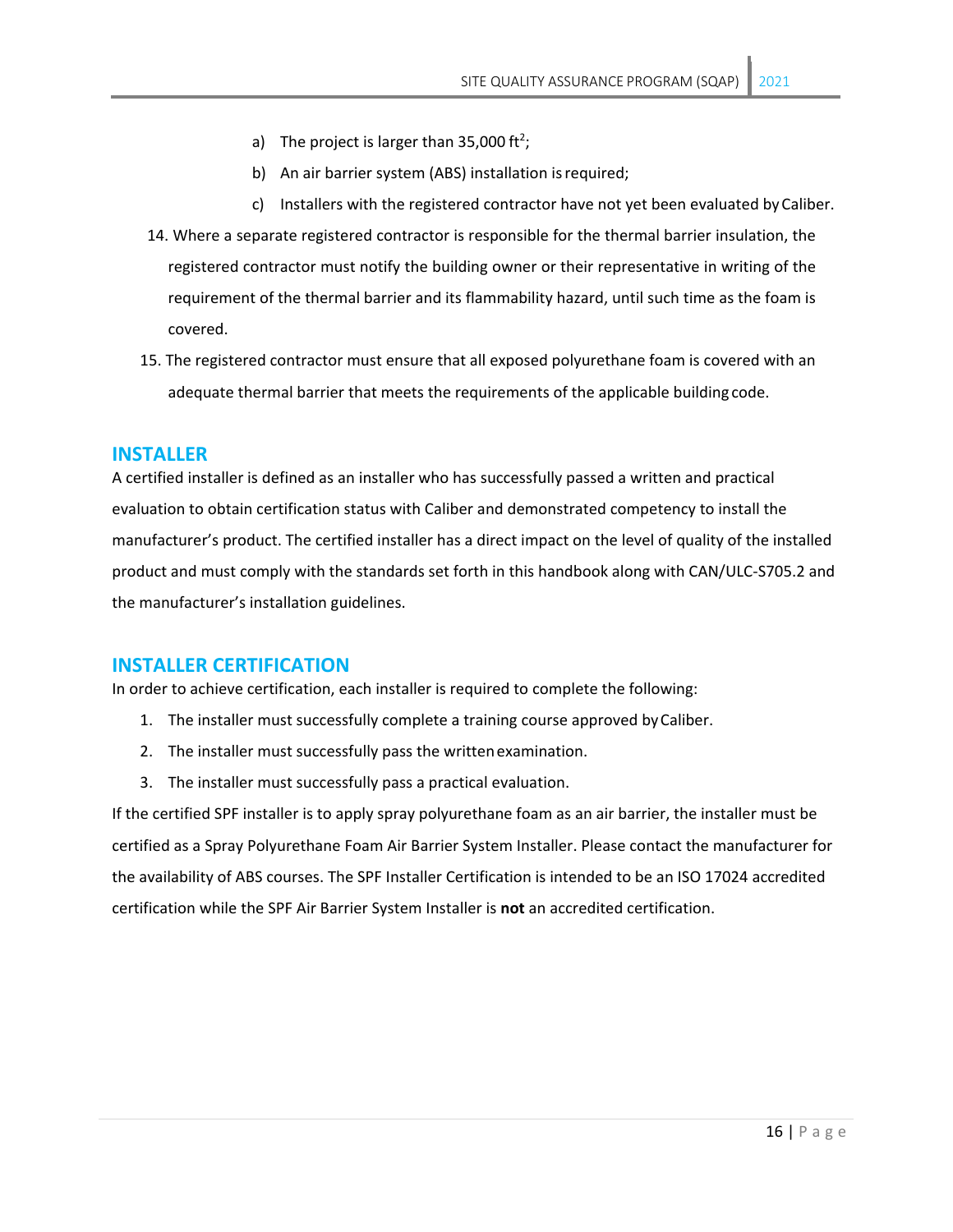a) The project is larger than 35,000 ft$^2$;

b) An air barrier system (ABS) installation is required;

c) Installers with the registered contractor have not yet been evaluated by Caliber.

14. Where a separate registered contractor is responsible for the thermal barrier insulation, the registered contractor must notify the building owner or their representative in writing of the requirement of the thermal barrier and its flammability hazard, until such time as the foam is covered.
15. The registered contractor must ensure that all exposed polyurethane foam is covered with an adequate thermal barrier that meets the requirements of the applicable building code.

## INSTALLER

A certified installer is defined as an installer who has successfully passed a written and practical evaluation to obtain certification status with Caliber and demonstrated competency to install the manufacturer's product. The certified installer has a direct impact on the level of quality of the installed product and must comply with the standards set forth in this handbook along with CAN/ULC-S705.2 and the manufacturer's installation guidelines.

## INSTALLER CERTIFICATION

In order to achieve certification, each installer is required to complete the following:

1. The installer must successfully complete a training course approved by Caliber.
2. The installer must successfully pass the written examination.
3. The installer must successfully pass a practical evaluation.

If the certified SPF installer is to apply spray polyurethane foam as an air barrier, the installer must be certified as a Spray Polyurethane Foam Air Barrier System Installer. Please contact the manufacturer for the availability of ABS courses. The SPF Installer Certification is intended to be an ISO 17024 accredited certification while the SPF Air Barrier System Installer is **not** an accredited certification.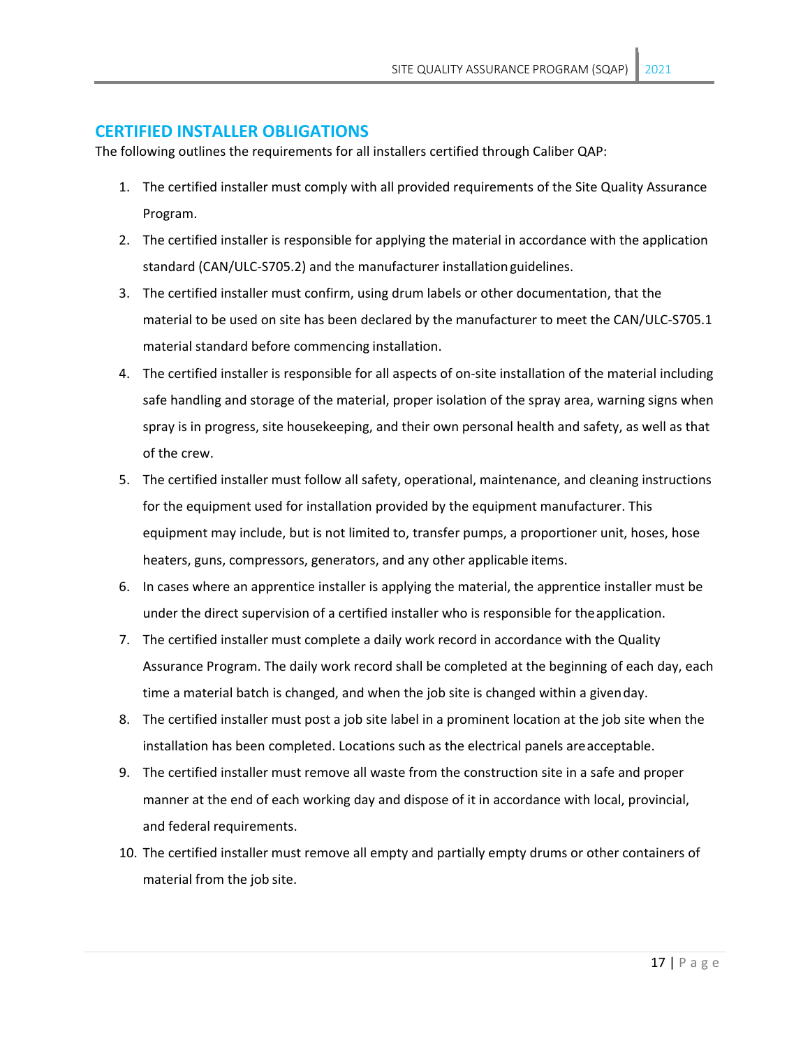## CERTIFIED INSTALLER OBLIGATIONS

The following outlines the requirements for all installers certified through Caliber QAP:

1. The certified installer must comply with all provided requirements of the Site Quality Assurance Program.
2. The certified installer is responsible for applying the material in accordance with the application standard (CAN/ULC-S705.2) and the manufacturer installation guidelines.
3. The certified installer must confirm, using drum labels or other documentation, that the material to be used on site has been declared by the manufacturer to meet the CAN/ULC-S705.1 material standard before commencing installation.
4. The certified installer is responsible for all aspects of on-site installation of the material including safe handling and storage of the material, proper isolation of the spray area, warning signs when spray is in progress, site housekeeping, and their own personal health and safety, as well as that of the crew.
5. The certified installer must follow all safety, operational, maintenance, and cleaning instructions for the equipment used for installation provided by the equipment manufacturer. This equipment may include, but is not limited to, transfer pumps, a proportioner unit, hoses, hose heaters, guns, compressors, generators, and any other applicable items.
6. In cases where an apprentice installer is applying the material, the apprentice installer must be under the direct supervision of a certified installer who is responsible for the application.
7. The certified installer must complete a daily work record in accordance with the Quality Assurance Program. The daily work record shall be completed at the beginning of each day, each time a material batch is changed, and when the job site is changed within a given day.
8. The certified installer must post a job site label in a prominent location at the job site when the installation has been completed. Locations such as the electrical panels are acceptable.
9. The certified installer must remove all waste from the construction site in a safe and proper manner at the end of each working day and dispose of it in accordance with local, provincial, and federal requirements.
10. The certified installer must remove all empty and partially empty drums or other containers of material from the job site.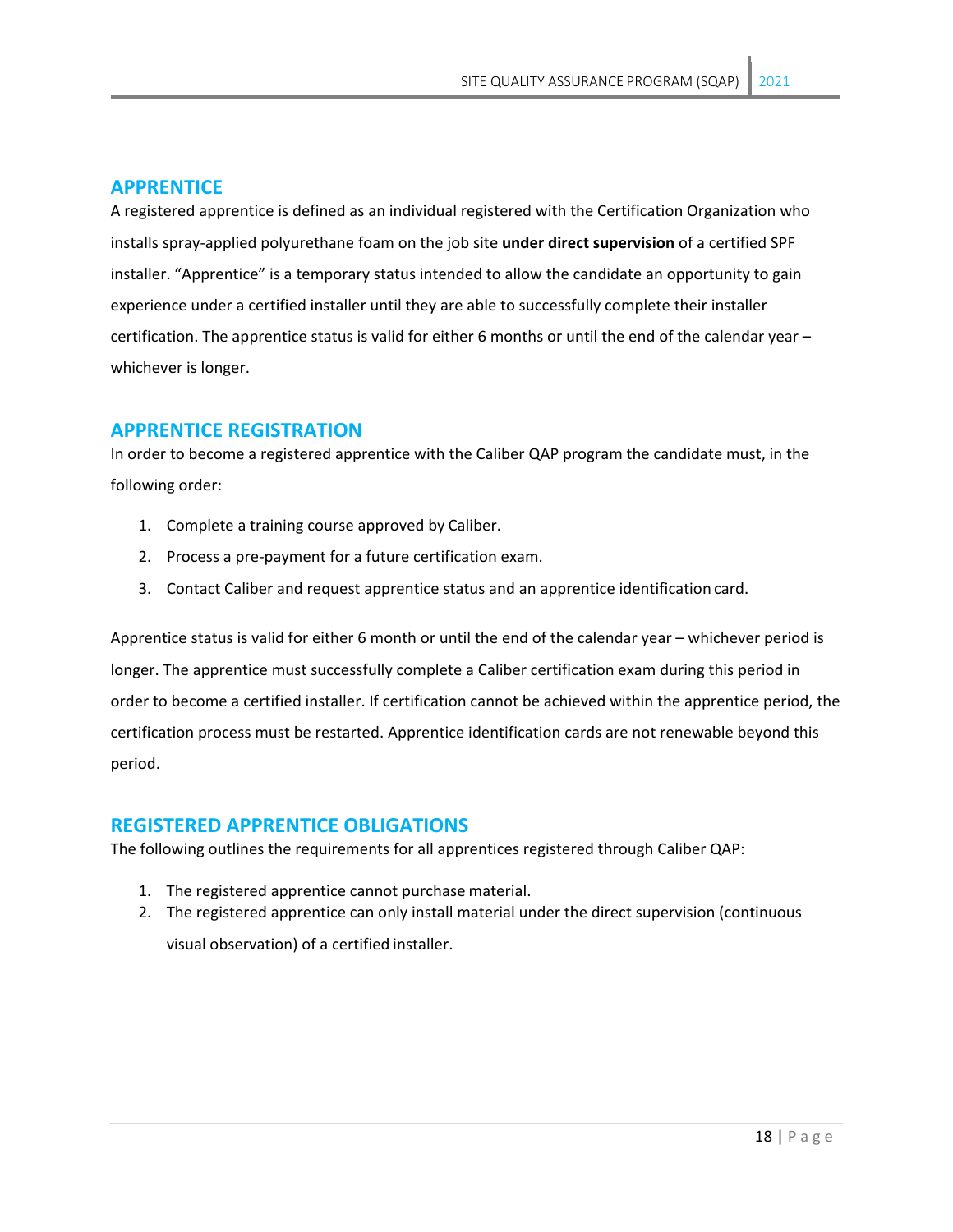## APPRENTICE

A registered apprentice is defined as an individual registered with the Certification Organization who installs spray-applied polyurethane foam on the job site **under direct supervision** of a certified SPF installer. "Apprentice" is a temporary status intended to allow the candidate an opportunity to gain experience under a certified installer until they are able to successfully complete their installer certification. The apprentice status is valid for either 6 months or until the end of the calendar year – whichever is longer.

## APPRENTICE REGISTRATION

In order to become a registered apprentice with the Caliber QAP program the candidate must, in the following order:

1. Complete a training course approved by Caliber.
2. Process a pre-payment for a future certification exam.
3. Contact Caliber and request apprentice status and an apprentice identification card.

Apprentice status is valid for either 6 month or until the end of the calendar year – whichever period is longer. The apprentice must successfully complete a Caliber certification exam during this period in order to become a certified installer. If certification cannot be achieved within the apprentice period, the certification process must be restarted. Apprentice identification cards are not renewable beyond this period.

## REGISTERED APPRENTICE OBLIGATIONS

The following outlines the requirements for all apprentices registered through Caliber QAP:

1. The registered apprentice cannot purchase material.
2. The registered apprentice can only install material under the direct supervision (continuous visual observation) of a certified installer.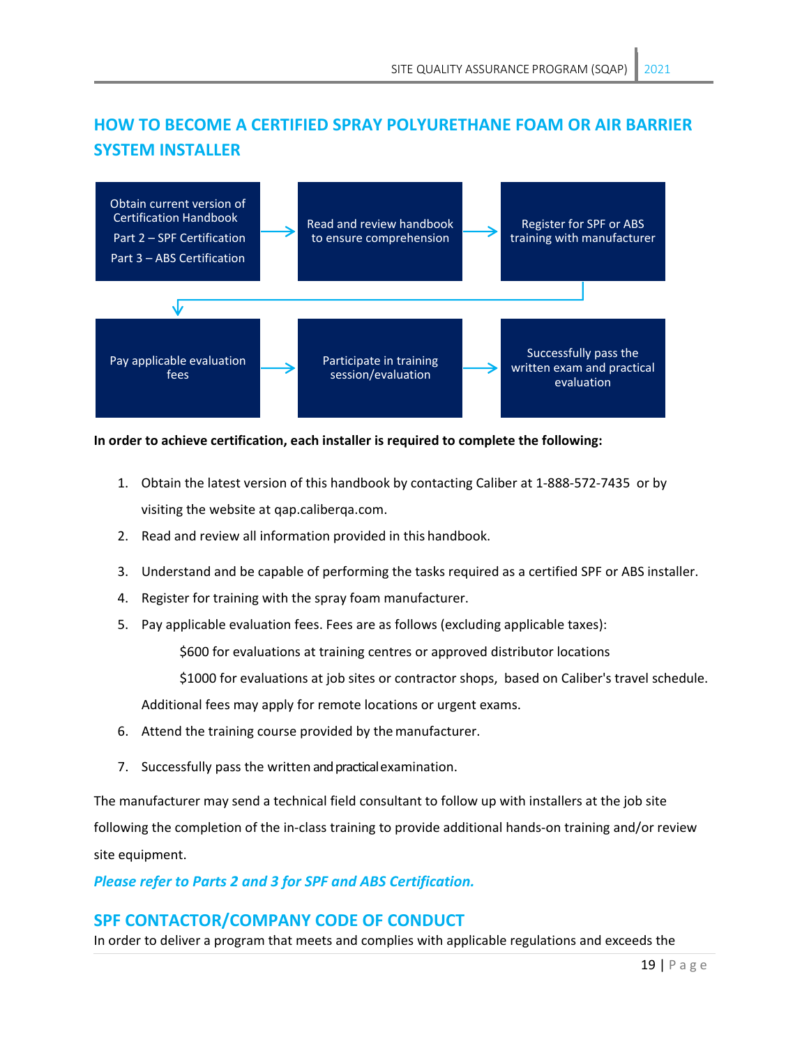## HOW TO BECOME A CERTIFIED SPRAY POLYURETHANE FOAM OR AIR BARRIER SYSTEM INSTALLER

Obtain current version of Certification Handbook
Part 2 – SPF Certification
Part 3 – ABS Certification
→ Read and review handbook to ensure comprehension
→ Register for SPF or ABS training with manufacturer
→ Pay applicable evaluation fees
→ Participate in training session/evaluation
→ Successfully pass the written exam and practical evaluation

**In order to achieve certification, each installer is required to complete the following:**

1. Obtain the latest version of this handbook by contacting Caliber at 1-888-572-7435 or by visiting the website at qap.caliberqa.com.
2. Read and review all information provided in this handbook.
3. Understand and be capable of performing the tasks required as a certified SPF or ABS installer.
4. Register for training with the spray foam manufacturer.
5. Pay applicable evaluation fees. Fees are as follows (excluding applicable taxes):

   $600 for evaluations at training centres or approved distributor locations

   $1000 for evaluations at job sites or contractor shops, based on Caliber's travel schedule.

   Additional fees may apply for remote locations or urgent exams.
6. Attend the training course provided by the manufacturer.
7. Successfully pass the written and practical examination.

The manufacturer may send a technical field consultant to follow up with installers at the job site following the completion of the in-class training to provide additional hands-on training and/or review site equipment.

***Please refer to Parts 2 and 3 for SPF and ABS Certification.***

## SPF CONTACTOR/COMPANY CODE OF CONDUCT

In order to deliver a program that meets and complies with applicable regulations and exceeds the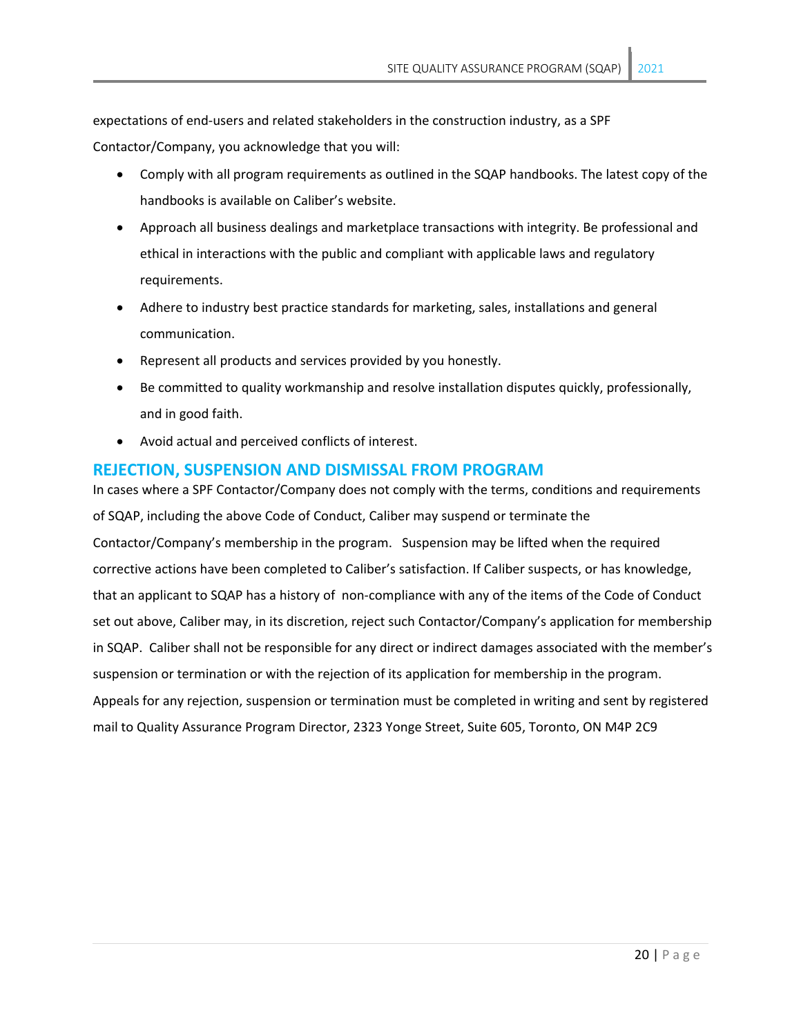expectations of end-users and related stakeholders in the construction industry, as a SPF Contactor/Company, you acknowledge that you will:

- Comply with all program requirements as outlined in the SQAP handbooks. The latest copy of the handbooks is available on Caliber's website.
- Approach all business dealings and marketplace transactions with integrity. Be professional and ethical in interactions with the public and compliant with applicable laws and regulatory requirements.
- Adhere to industry best practice standards for marketing, sales, installations and general communication.
- Represent all products and services provided by you honestly.
- Be committed to quality workmanship and resolve installation disputes quickly, professionally, and in good faith.
- Avoid actual and perceived conflicts of interest.

## REJECTION, SUSPENSION AND DISMISSAL FROM PROGRAM

In cases where a SPF Contactor/Company does not comply with the terms, conditions and requirements of SQAP, including the above Code of Conduct, Caliber may suspend or terminate the Contactor/Company's membership in the program. Suspension may be lifted when the required corrective actions have been completed to Caliber's satisfaction. If Caliber suspects, or has knowledge, that an applicant to SQAP has a history of non-compliance with any of the items of the Code of Conduct set out above, Caliber may, in its discretion, reject such Contactor/Company's application for membership in SQAP. Caliber shall not be responsible for any direct or indirect damages associated with the member's suspension or termination or with the rejection of its application for membership in the program. Appeals for any rejection, suspension or termination must be completed in writing and sent by registered mail to Quality Assurance Program Director, 2323 Yonge Street, Suite 605, Toronto, ON M4P 2C9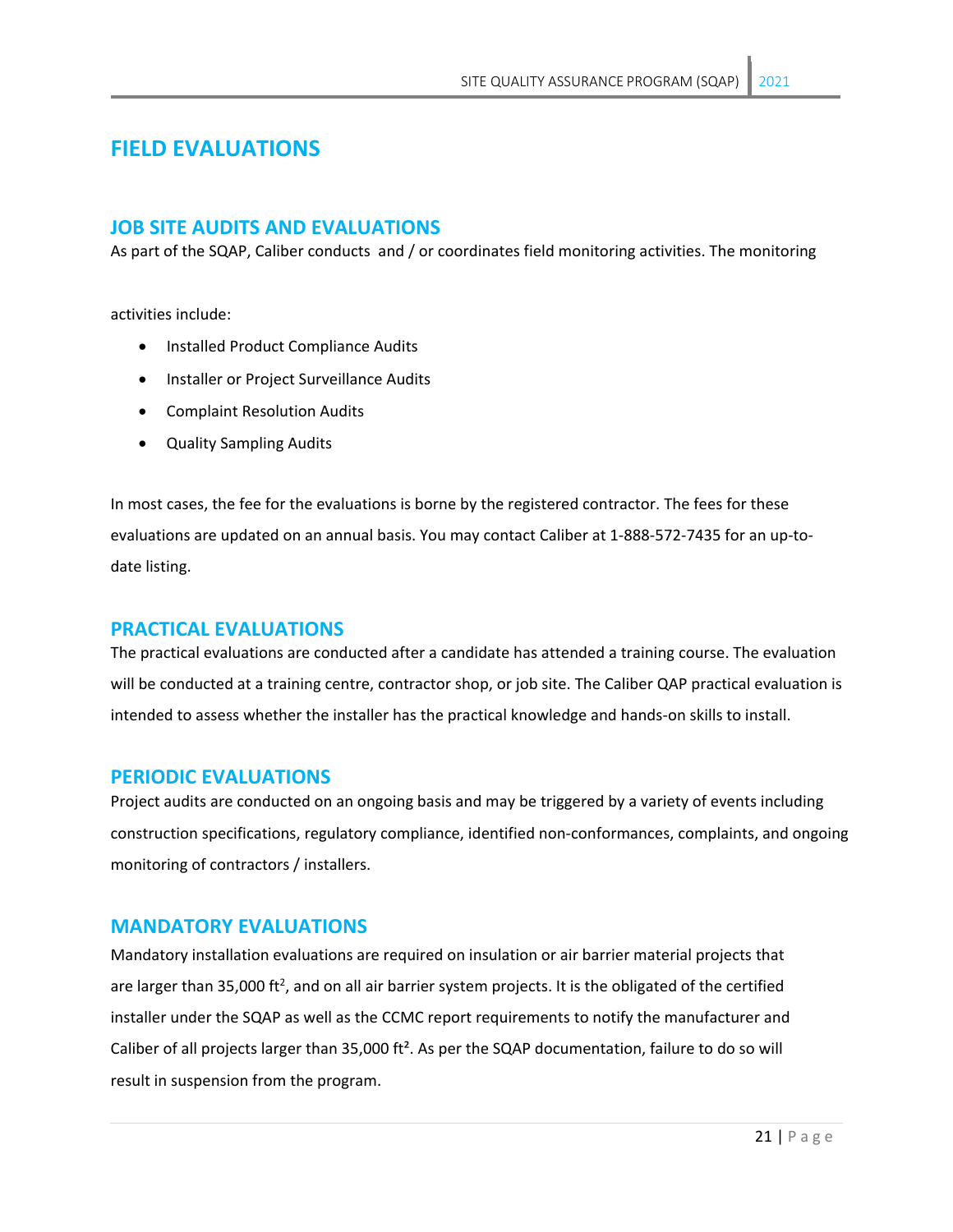# FIELD EVALUATIONS

## JOB SITE AUDITS AND EVALUATIONS

As part of the SQAP, Caliber conducts and / or coordinates field monitoring activities. The monitoring activities include:

- Installed Product Compliance Audits
- Installer or Project Surveillance Audits
- Complaint Resolution Audits
- Quality Sampling Audits

In most cases, the fee for the evaluations is borne by the registered contractor. The fees for these evaluations are updated on an annual basis. You may contact Caliber at 1-888-572-7435 for an up-to-date listing.

## PRACTICAL EVALUATIONS

The practical evaluations are conducted after a candidate has attended a training course. The evaluation will be conducted at a training centre, contractor shop, or job site. The Caliber QAP practical evaluation is intended to assess whether the installer has the practical knowledge and hands-on skills to install.

## PERIODIC EVALUATIONS

Project audits are conducted on an ongoing basis and may be triggered by a variety of events including construction specifications, regulatory compliance, identified non-conformances, complaints, and ongoing monitoring of contractors / installers.

## MANDATORY EVALUATIONS

Mandatory installation evaluations are required on insulation or air barrier material projects that are larger than 35,000 $ft^2$, and on all air barrier system projects. It is the obligated of the certified installer under the SQAP as well as the CCMC report requirements to notify the manufacturer and Caliber of all projects larger than 35,000 $ft^2$. As per the SQAP documentation, failure to do so will result in suspension from the program.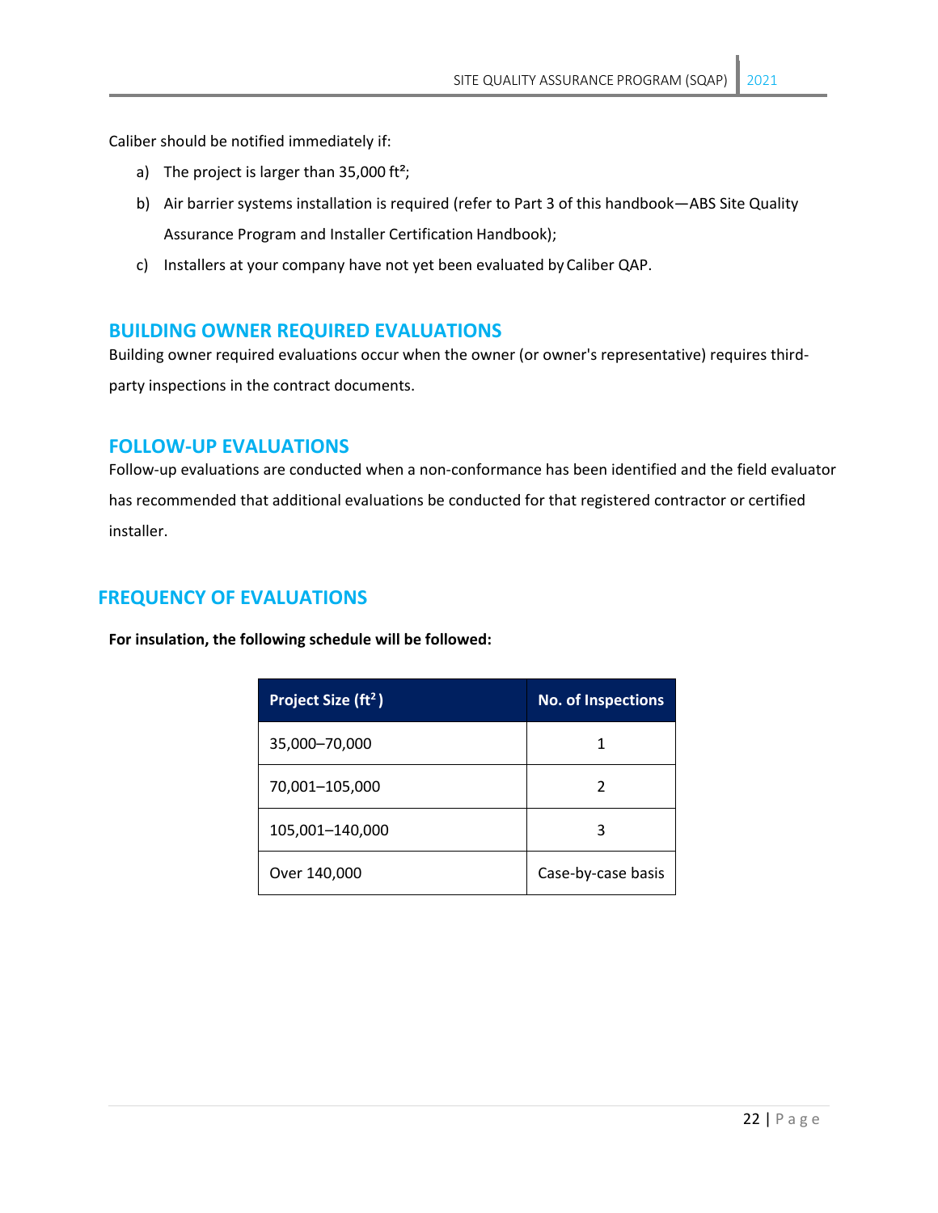Caliber should be notified immediately if:

a) The project is larger than 35,000 $ft^2$;

b) Air barrier systems installation is required (refer to Part 3 of this handbook—ABS Site Quality Assurance Program and Installer Certification Handbook);

c) Installers at your company have not yet been evaluated by Caliber QAP.

## BUILDING OWNER REQUIRED EVALUATIONS

Building owner required evaluations occur when the owner (or owner's representative) requires third-party inspections in the contract documents.

## FOLLOW-UP EVALUATIONS

Follow-up evaluations are conducted when a non-conformance has been identified and the field evaluator has recommended that additional evaluations be conducted for that registered contractor or certified installer.

## FREQUENCY OF EVALUATIONS

**For insulation, the following schedule will be followed:**

| Project Size ($ft^2$) | No. of Inspections |
|---|---|
| 35,000–70,000 | 1 |
| 70,001–105,000 | 2 |
| 105,001–140,000 | 3 |
| Over 140,000 | Case-by-case basis |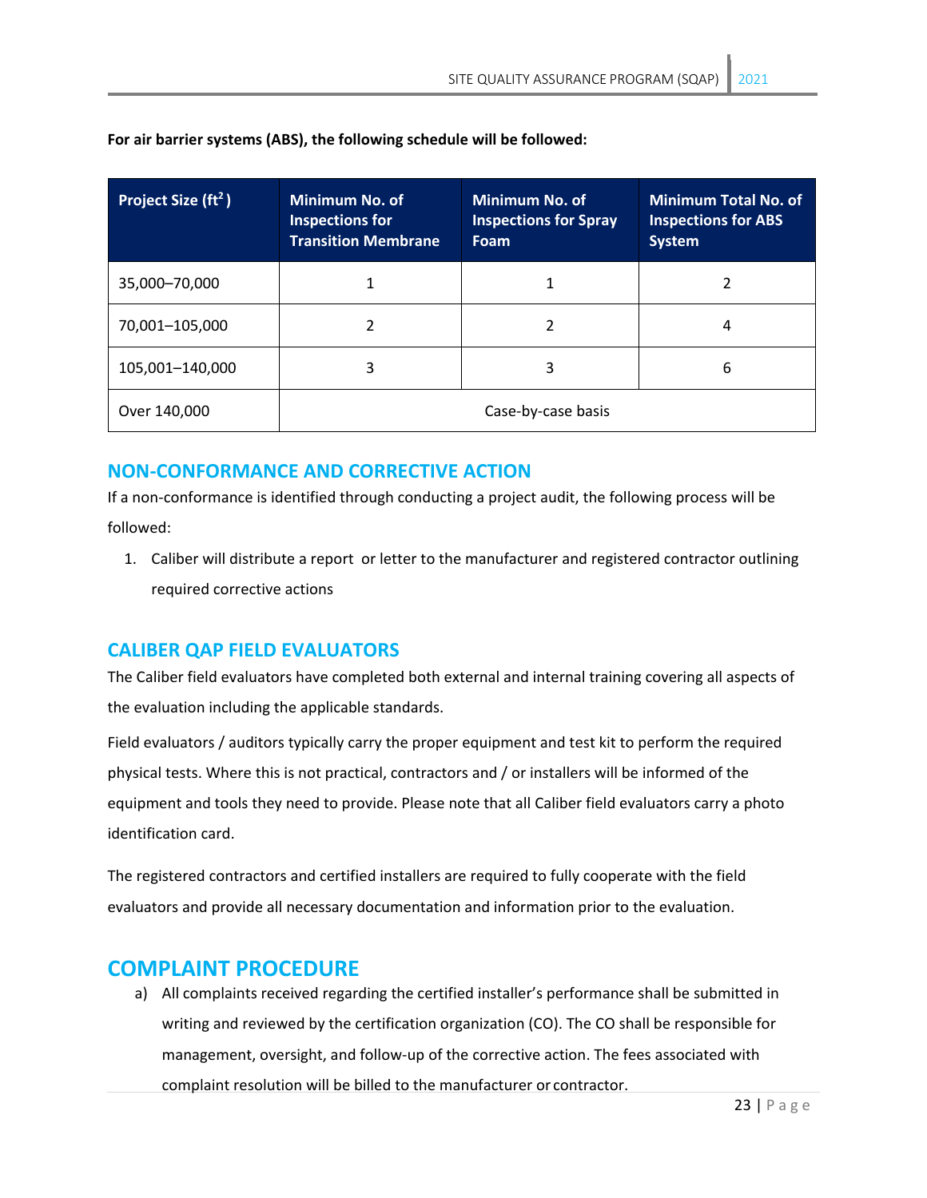**For air barrier systems (ABS), the following schedule will be followed:**

| Project Size ($ft^2$) | Minimum No. of Inspections for Transition Membrane | Minimum No. of Inspections for Spray Foam | Minimum Total No. of Inspections for ABS System |
|---|---|---|---|
| 35,000–70,000 | 1 | 1 | 2 |
| 70,001–105,000 | 2 | 2 | 4 |
| 105,001–140,000 | 3 | 3 | 6 |
| Over 140,000 | Case-by-case basis | | |

## NON-CONFORMANCE AND CORRECTIVE ACTION

If a non-conformance is identified through conducting a project audit, the following process will be followed:

1. Caliber will distribute a report or letter to the manufacturer and registered contractor outlining required corrective actions

## CALIBER QAP FIELD EVALUATORS

The Caliber field evaluators have completed both external and internal training covering all aspects of the evaluation including the applicable standards.

Field evaluators / auditors typically carry the proper equipment and test kit to perform the required physical tests. Where this is not practical, contractors and / or installers will be informed of the equipment and tools they need to provide. Please note that all Caliber field evaluators carry a photo identification card.

The registered contractors and certified installers are required to fully cooperate with the field evaluators and provide all necessary documentation and information prior to the evaluation.

# COMPLAINT PROCEDURE

a) All complaints received regarding the certified installer's performance shall be submitted in writing and reviewed by the certification organization (CO). The CO shall be responsible for management, oversight, and follow-up of the corrective action. The fees associated with complaint resolution will be billed to the manufacturer or contractor.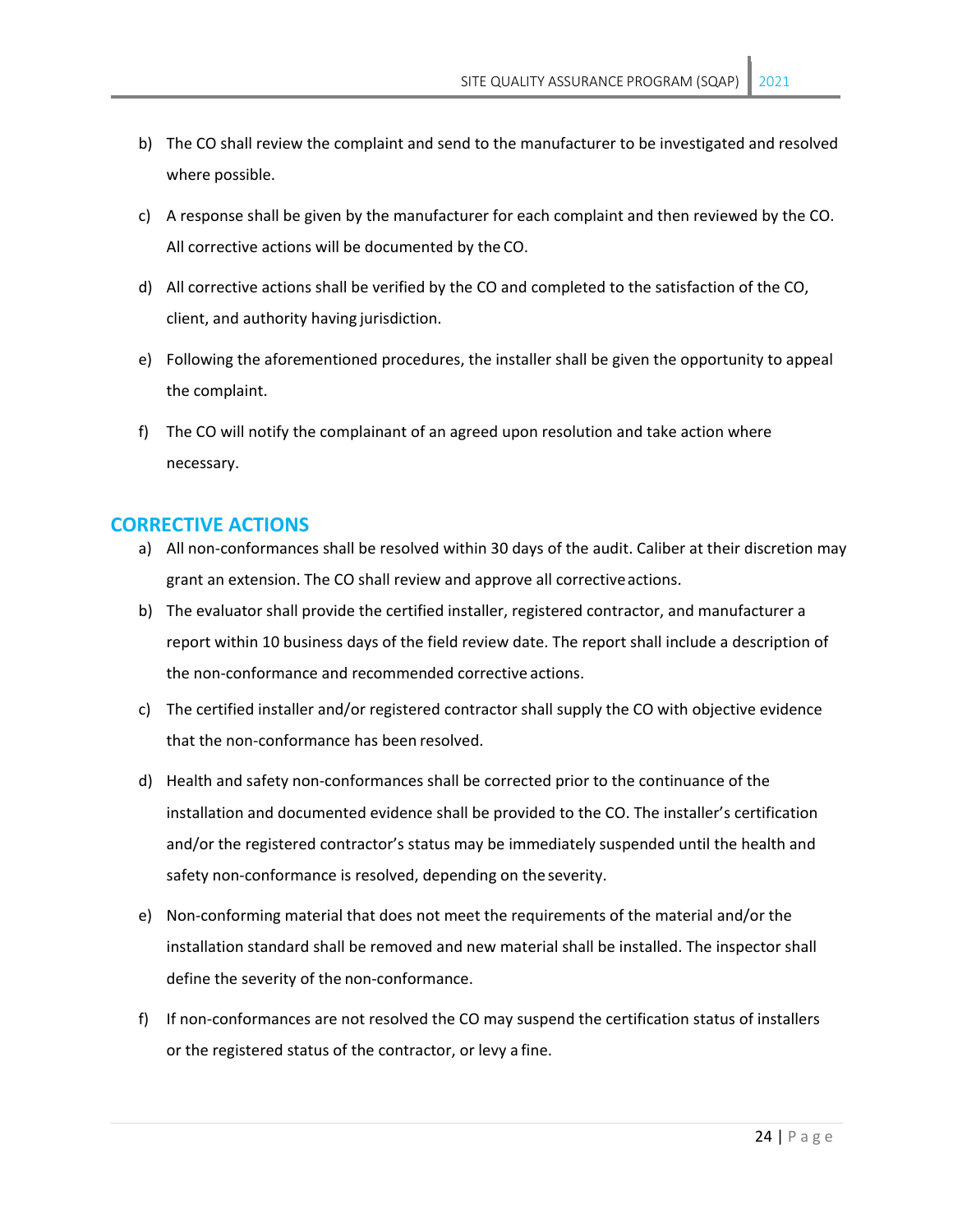b) The CO shall review the complaint and send to the manufacturer to be investigated and resolved where possible.

c) A response shall be given by the manufacturer for each complaint and then reviewed by the CO. All corrective actions will be documented by the CO.

d) All corrective actions shall be verified by the CO and completed to the satisfaction of the CO, client, and authority having jurisdiction.

e) Following the aforementioned procedures, the installer shall be given the opportunity to appeal the complaint.

f) The CO will notify the complainant of an agreed upon resolution and take action where necessary.

## CORRECTIVE ACTIONS

a) All non-conformances shall be resolved within 30 days of the audit. Caliber at their discretion may grant an extension. The CO shall review and approve all corrective actions.

b) The evaluator shall provide the certified installer, registered contractor, and manufacturer a report within 10 business days of the field review date. The report shall include a description of the non-conformance and recommended corrective actions.

c) The certified installer and/or registered contractor shall supply the CO with objective evidence that the non-conformance has been resolved.

d) Health and safety non-conformances shall be corrected prior to the continuance of the installation and documented evidence shall be provided to the CO. The installer's certification and/or the registered contractor's status may be immediately suspended until the health and safety non-conformance is resolved, depending on the severity.

e) Non-conforming material that does not meet the requirements of the material and/or the installation standard shall be removed and new material shall be installed. The inspector shall define the severity of the non-conformance.

f) If non-conformances are not resolved the CO may suspend the certification status of installers or the registered status of the contractor, or levy a fine.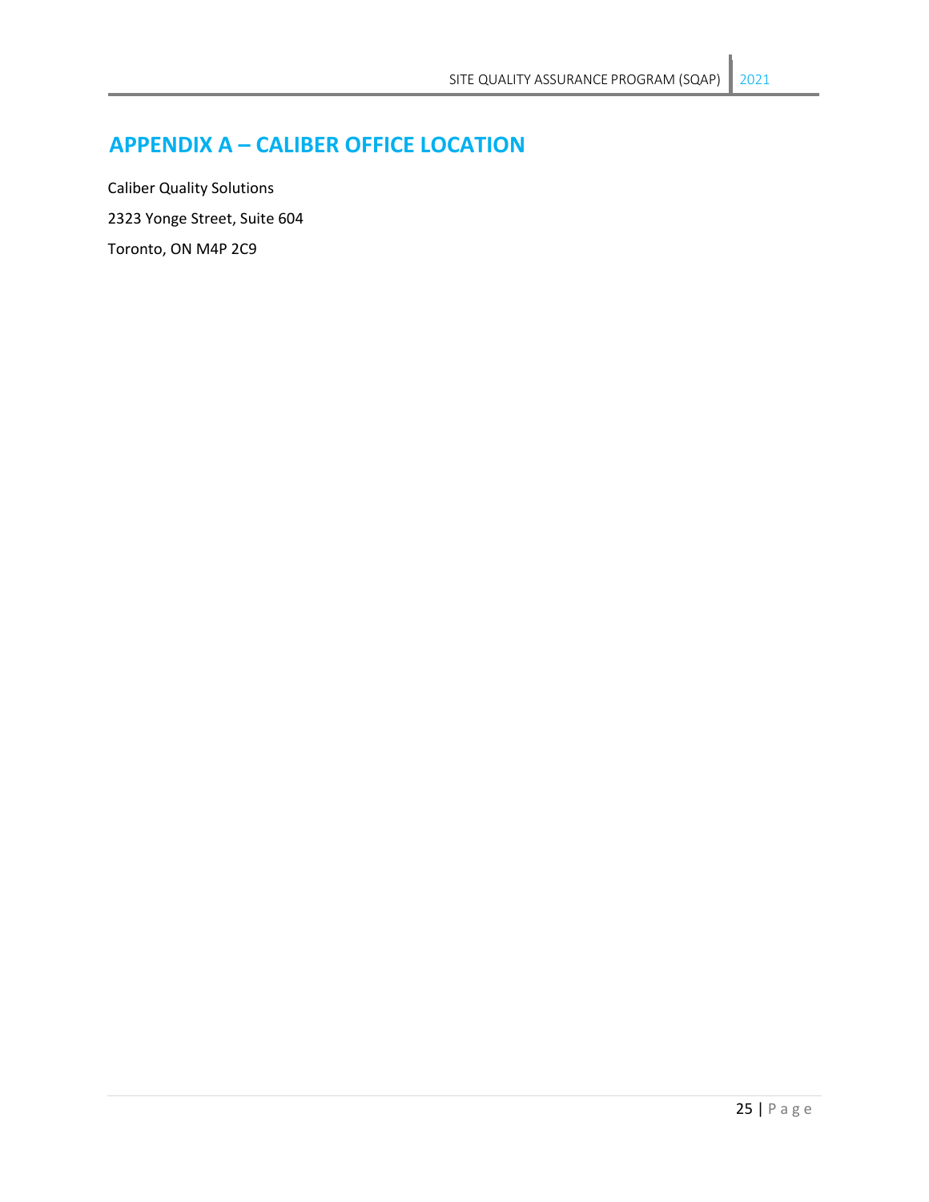# APPENDIX A – CALIBER OFFICE LOCATION

Caliber Quality Solutions

2323 Yonge Street, Suite 604

Toronto, ON M4P 2C9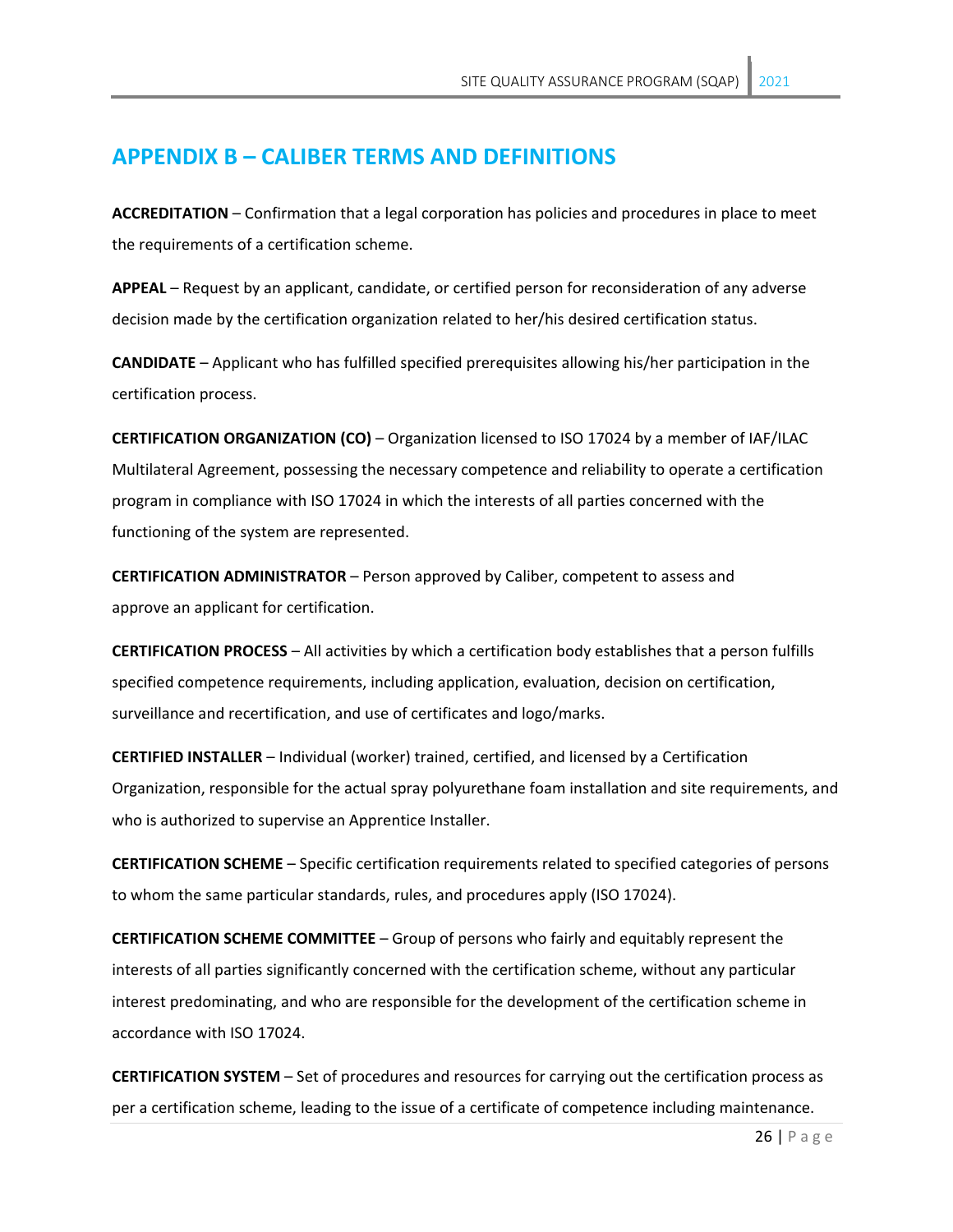## APPENDIX B – CALIBER TERMS AND DEFINITIONS

**ACCREDITATION** – Confirmation that a legal corporation has policies and procedures in place to meet the requirements of a certification scheme.

**APPEAL** – Request by an applicant, candidate, or certified person for reconsideration of any adverse decision made by the certification organization related to her/his desired certification status.

**CANDIDATE** – Applicant who has fulfilled specified prerequisites allowing his/her participation in the certification process.

**CERTIFICATION ORGANIZATION (CO)** – Organization licensed to ISO 17024 by a member of IAF/ILAC Multilateral Agreement, possessing the necessary competence and reliability to operate a certification program in compliance with ISO 17024 in which the interests of all parties concerned with the functioning of the system are represented.

**CERTIFICATION ADMINISTRATOR** – Person approved by Caliber, competent to assess and approve an applicant for certification.

**CERTIFICATION PROCESS** – All activities by which a certification body establishes that a person fulfills specified competence requirements, including application, evaluation, decision on certification, surveillance and recertification, and use of certificates and logo/marks.

**CERTIFIED INSTALLER** – Individual (worker) trained, certified, and licensed by a Certification Organization, responsible for the actual spray polyurethane foam installation and site requirements, and who is authorized to supervise an Apprentice Installer.

**CERTIFICATION SCHEME** – Specific certification requirements related to specified categories of persons to whom the same particular standards, rules, and procedures apply (ISO 17024).

**CERTIFICATION SCHEME COMMITTEE** – Group of persons who fairly and equitably represent the interests of all parties significantly concerned with the certification scheme, without any particular interest predominating, and who are responsible for the development of the certification scheme in accordance with ISO 17024.

**CERTIFICATION SYSTEM** – Set of procedures and resources for carrying out the certification process as per a certification scheme, leading to the issue of a certificate of competence including maintenance.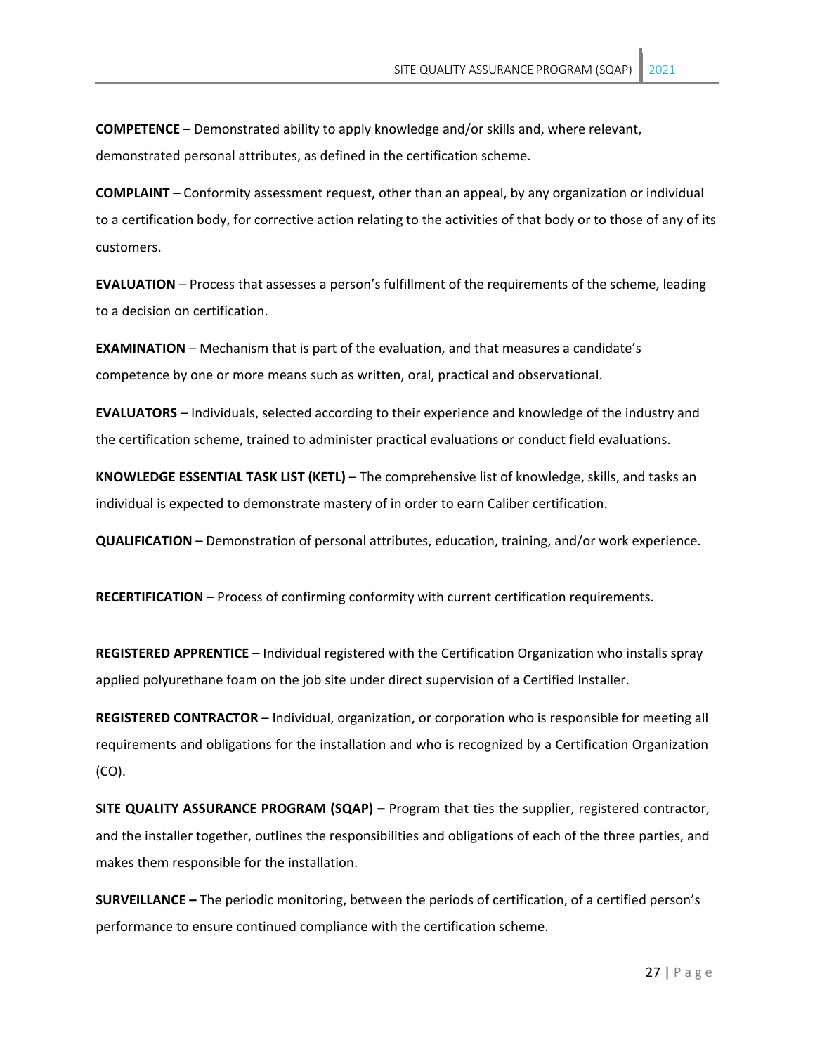**COMPETENCE** – Demonstrated ability to apply knowledge and/or skills and, where relevant, demonstrated personal attributes, as defined in the certification scheme.

**COMPLAINT** – Conformity assessment request, other than an appeal, by any organization or individual to a certification body, for corrective action relating to the activities of that body or to those of any of its customers.

**EVALUATION** – Process that assesses a person's fulfillment of the requirements of the scheme, leading to a decision on certification.

**EXAMINATION** – Mechanism that is part of the evaluation, and that measures a candidate's competence by one or more means such as written, oral, practical and observational.

**EVALUATORS** – Individuals, selected according to their experience and knowledge of the industry and the certification scheme, trained to administer practical evaluations or conduct field evaluations.

**KNOWLEDGE ESSENTIAL TASK LIST (KETL)** – The comprehensive list of knowledge, skills, and tasks an individual is expected to demonstrate mastery of in order to earn Caliber certification.

**QUALIFICATION** – Demonstration of personal attributes, education, training, and/or work experience.

**RECERTIFICATION** – Process of confirming conformity with current certification requirements.

**REGISTERED APPRENTICE** – Individual registered with the Certification Organization who installs spray applied polyurethane foam on the job site under direct supervision of a Certified Installer.

**REGISTERED CONTRACTOR** – Individual, organization, or corporation who is responsible for meeting all requirements and obligations for the installation and who is recognized by a Certification Organization (CO).

**SITE QUALITY ASSURANCE PROGRAM (SQAP) –** Program that ties the supplier, registered contractor, and the installer together, outlines the responsibilities and obligations of each of the three parties, and makes them responsible for the installation.

**SURVEILLANCE –** The periodic monitoring, between the periods of certification, of a certified person's performance to ensure continued compliance with the certification scheme.